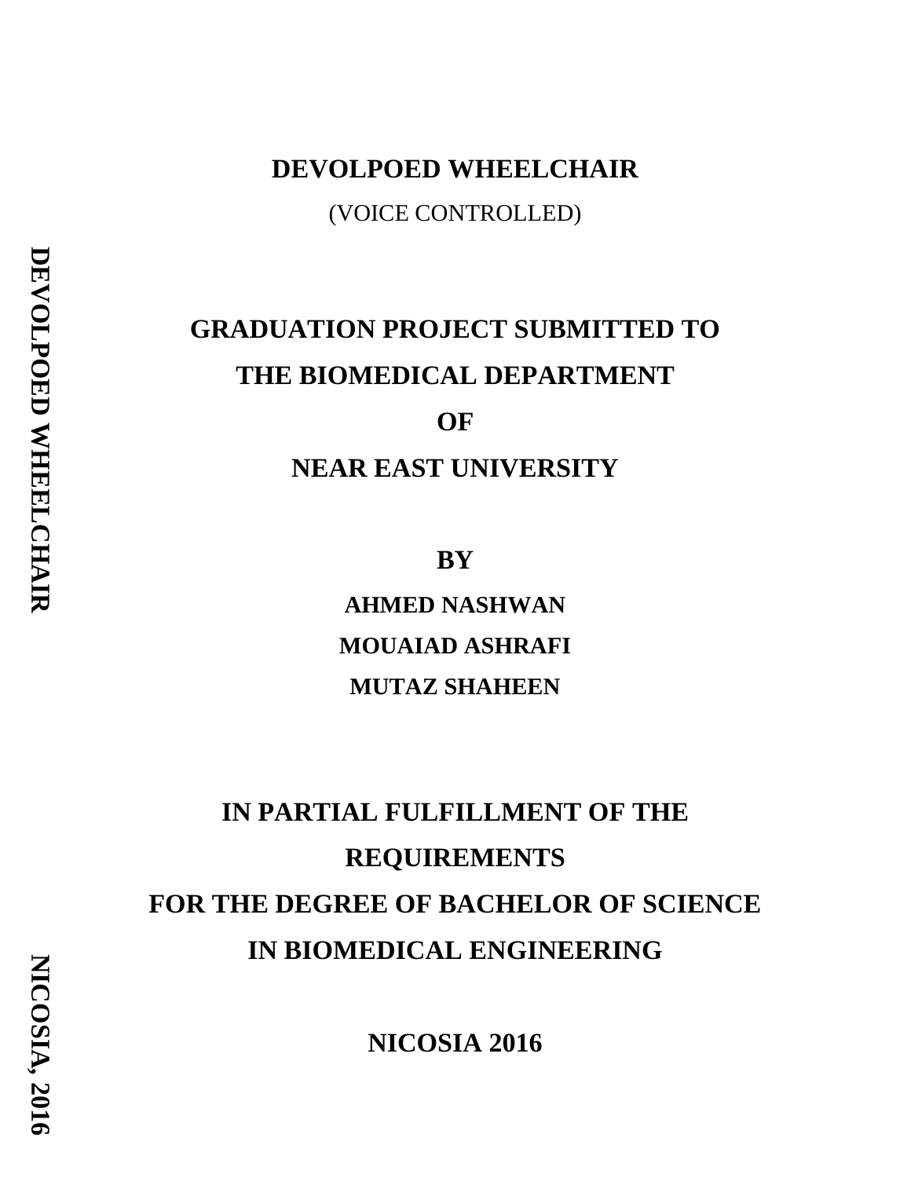# DEVOLPOED WHEELCHAIR

(VOICE CONTROLLED)

## GRADUATION PROJECT SUBMITTED TO THE BIOMEDICAL DEPARTMENT OF NEAR EAST UNIVERSITY

**BY**

**AHMED NASHWAN**

**MOUAIAD ASHRAFI**

**MUTAZ SHAHEEN**

**IN PARTIAL FULFILLMENT OF THE REQUIREMENTS FOR THE DEGREE OF BACHELOR OF SCIENCE IN BIOMEDICAL ENGINEERING**

**NICOSIA 2016**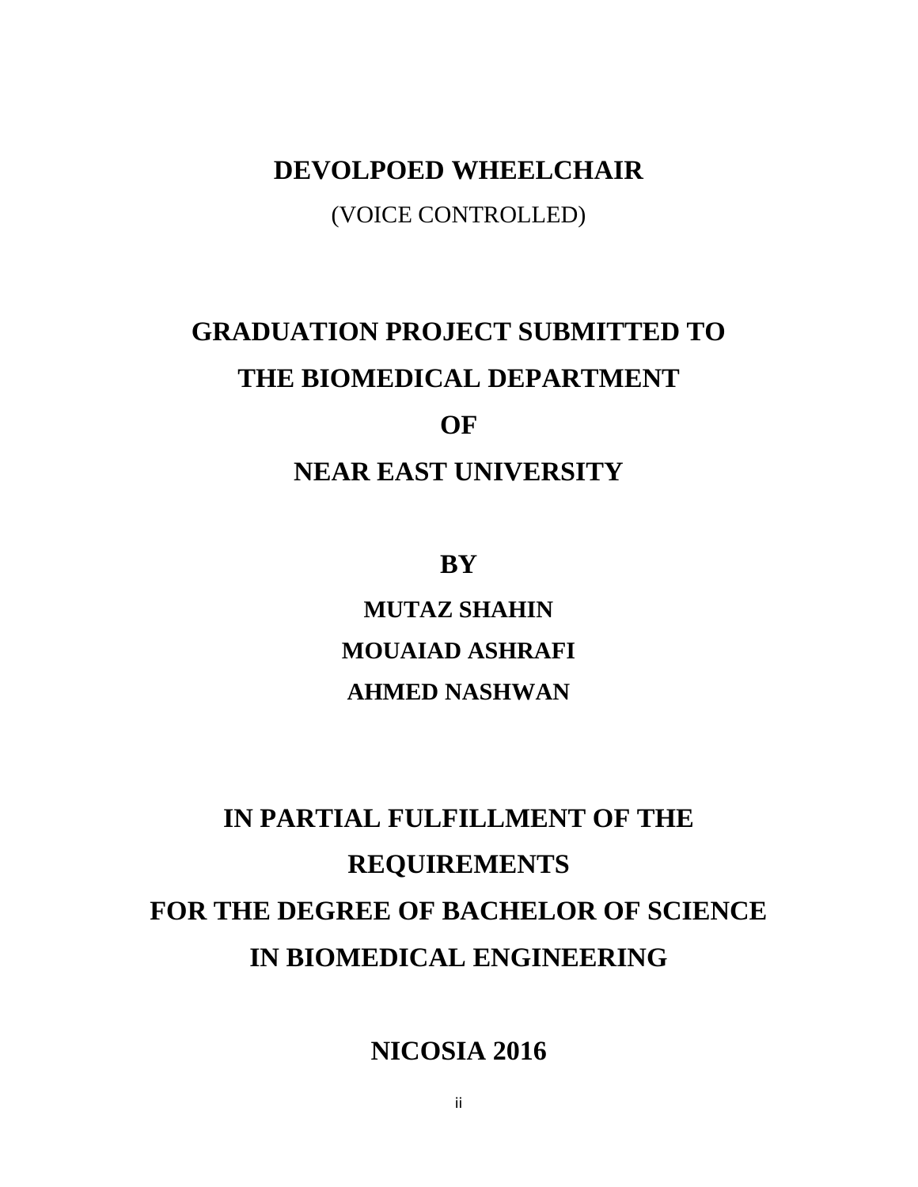# DEVOLPOED WHEELCHAIR

(VOICE CONTROLLED)

## GRADUATION PROJECT SUBMITTED TO THE BIOMEDICAL DEPARTMENT OF NEAR EAST UNIVERSITY

**BY**

**MUTAZ SHAHIN**

**MOUAIAD ASHRAFI**

**AHMED NASHWAN**

## IN PARTIAL FULFILLMENT OF THE REQUIREMENTS FOR THE DEGREE OF BACHELOR OF SCIENCE IN BIOMEDICAL ENGINEERING

**NICOSIA 2016**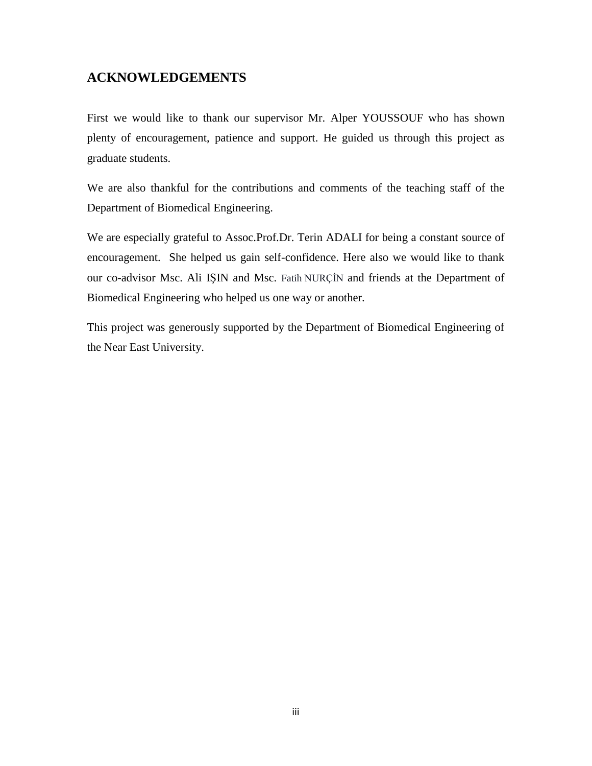## ACKNOWLEDGEMENTS

First we would like to thank our supervisor Mr. Alper YOUSSOUF who has shown plenty of encouragement, patience and support. He guided us through this project as graduate students.

We are also thankful for the contributions and comments of the teaching staff of the Department of Biomedical Engineering.

We are especially grateful to Assoc.Prof.Dr. Terin ADALI for being a constant source of encouragement. She helped us gain self-confidence. Here also we would like to thank our co-advisor Msc. Ali IŞIN and Msc. Fatih NURÇİN and friends at the Department of Biomedical Engineering who helped us one way or another.

This project was generously supported by the Department of Biomedical Engineering of the Near East University.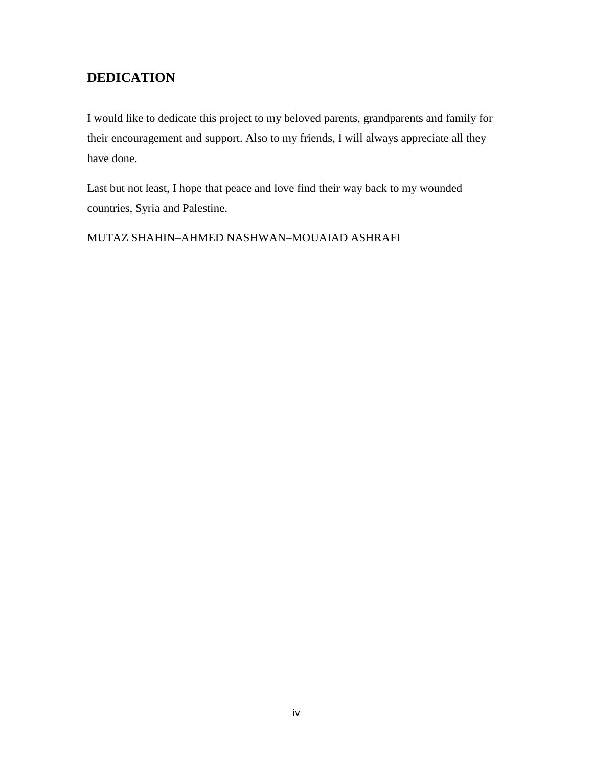## DEDICATION

I would like to dedicate this project to my beloved parents, grandparents and family for their encouragement and support. Also to my friends, I will always appreciate all they have done.

Last but not least, I hope that peace and love find their way back to my wounded countries, Syria and Palestine.

MUTAZ SHAHIN–AHMED NASHWAN–MOUAIAD ASHRAFI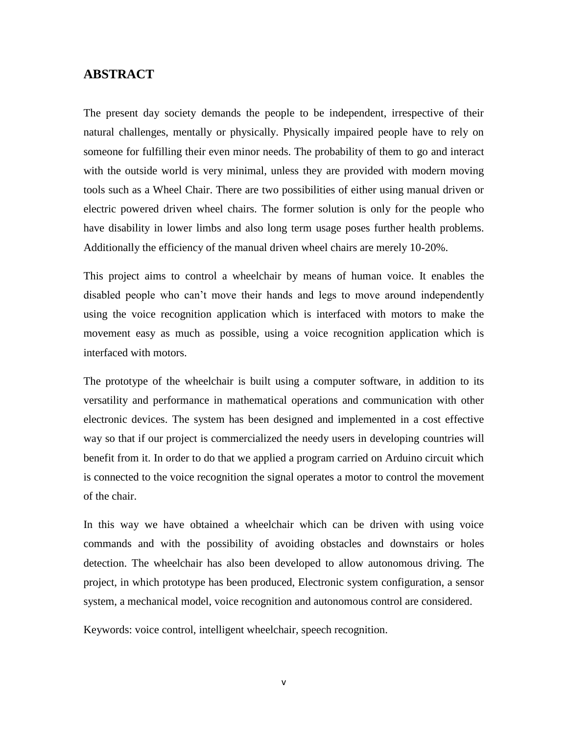## ABSTRACT

The present day society demands the people to be independent, irrespective of their natural challenges, mentally or physically. Physically impaired people have to rely on someone for fulfilling their even minor needs. The probability of them to go and interact with the outside world is very minimal, unless they are provided with modern moving tools such as a Wheel Chair. There are two possibilities of either using manual driven or electric powered driven wheel chairs. The former solution is only for the people who have disability in lower limbs and also long term usage poses further health problems. Additionally the efficiency of the manual driven wheel chairs are merely 10-20%.

This project aims to control a wheelchair by means of human voice. It enables the disabled people who can't move their hands and legs to move around independently using the voice recognition application which is interfaced with motors to make the movement easy as much as possible, using a voice recognition application which is interfaced with motors.

The prototype of the wheelchair is built using a computer software, in addition to its versatility and performance in mathematical operations and communication with other electronic devices. The system has been designed and implemented in a cost effective way so that if our project is commercialized the needy users in developing countries will benefit from it. In order to do that we applied a program carried on Arduino circuit which is connected to the voice recognition the signal operates a motor to control the movement of the chair.

In this way we have obtained a wheelchair which can be driven with using voice commands and with the possibility of avoiding obstacles and downstairs or holes detection. The wheelchair has also been developed to allow autonomous driving. The project, in which prototype has been produced, Electronic system configuration, a sensor system, a mechanical model, voice recognition and autonomous control are considered.

Keywords: voice control, intelligent wheelchair, speech recognition.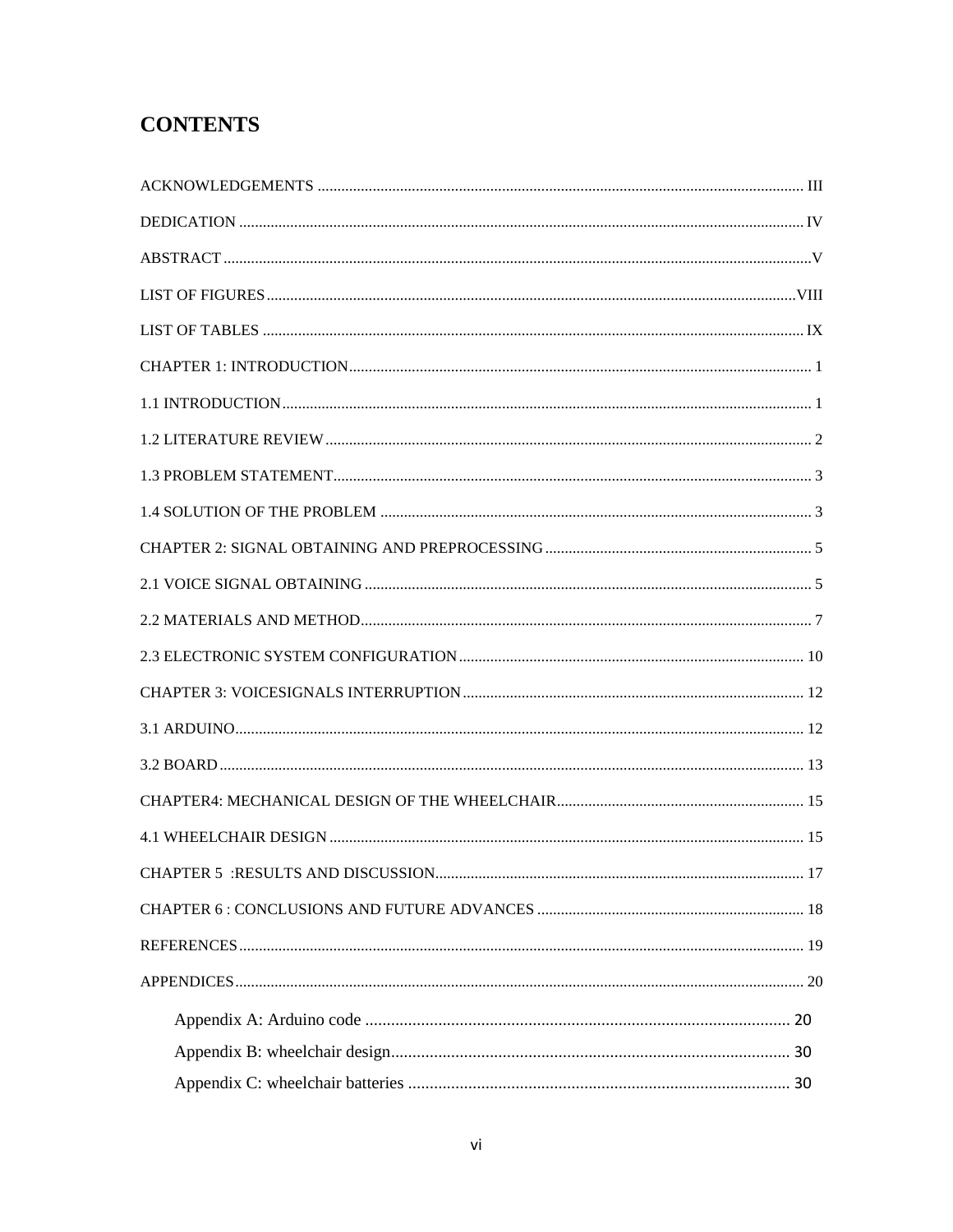# CONTENTS

ACKNOWLEDGEMENTS ..... III

DEDICATION ..... IV

ABSTRACT ..... V

LIST OF FIGURES ..... VIII

LIST OF TABLES ..... IX

CHAPTER 1: INTRODUCTION ..... 1

1.1 INTRODUCTION ..... 1

1.2 LITERATURE REVIEW ..... 2

1.3 PROBLEM STATEMENT ..... 3

1.4 SOLUTION OF THE PROBLEM ..... 3

CHAPTER 2: SIGNAL OBTAINING AND PREPROCESSING ..... 5

2.1 VOICE SIGNAL OBTAINING ..... 5

2.2 MATERIALS AND METHOD ..... 7

2.3 ELECTRONIC SYSTEM CONFIGURATION ..... 10

CHAPTER 3: VOICESIGNALS INTERRUPTION ..... 12

3.1 ARDUINO ..... 12

3.2 BOARD ..... 13

CHAPTER4: MECHANICAL DESIGN OF THE WHEELCHAIR ..... 15

4.1 WHEELCHAIR DESIGN ..... 15

CHAPTER 5 :RESULTS AND DISCUSSION ..... 17

CHAPTER 6 : CONCLUSIONS AND FUTURE ADVANCES ..... 18

REFERENCES ..... 19

APPENDICES ..... 20

- Appendix A: Arduino code ..... 20
- Appendix B: wheelchair design ..... 30
- Appendix C: wheelchair batteries ..... 30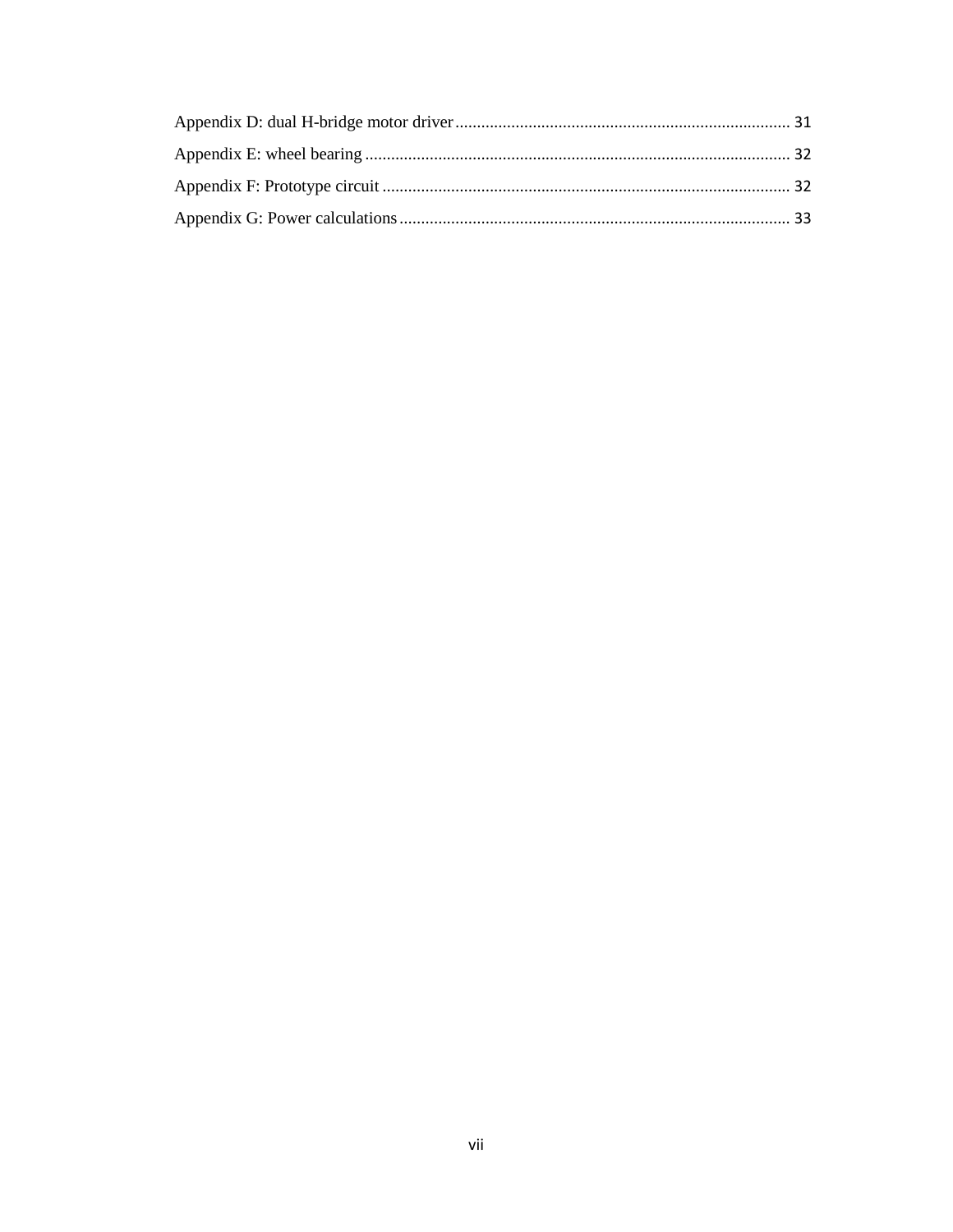Appendix D: dual H-bridge motor driver ........................................................................ 31

Appendix E: wheel bearing .................................................................................................. 32

Appendix F: Prototype circuit ............................................................................................. 32

Appendix G: Power calculations ......................................................................................... 33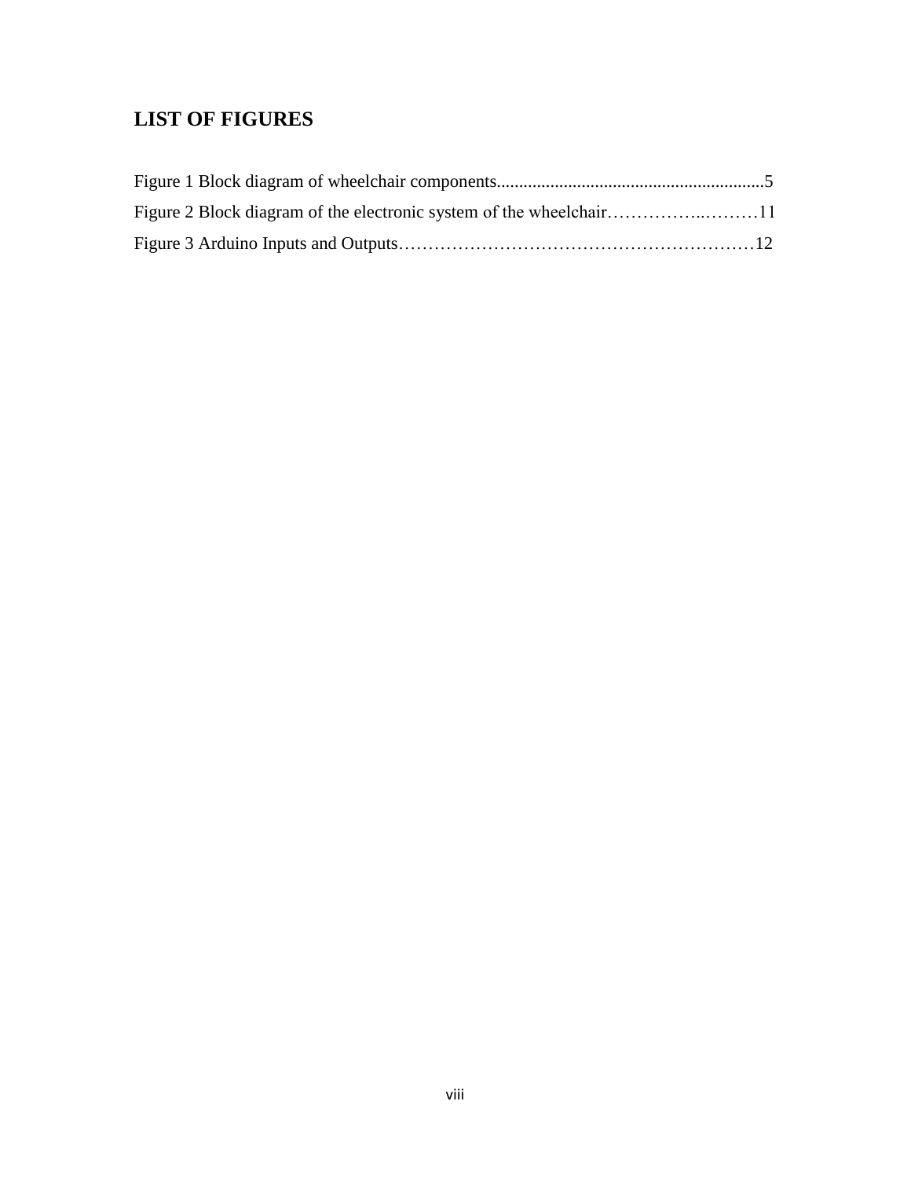## LIST OF FIGURES

Figure 1 Block diagram of wheelchair components............................................................5

Figure 2 Block diagram of the electronic system of the wheelchair……………..………11

Figure 3 Arduino Inputs and Outputs……………………………………………………12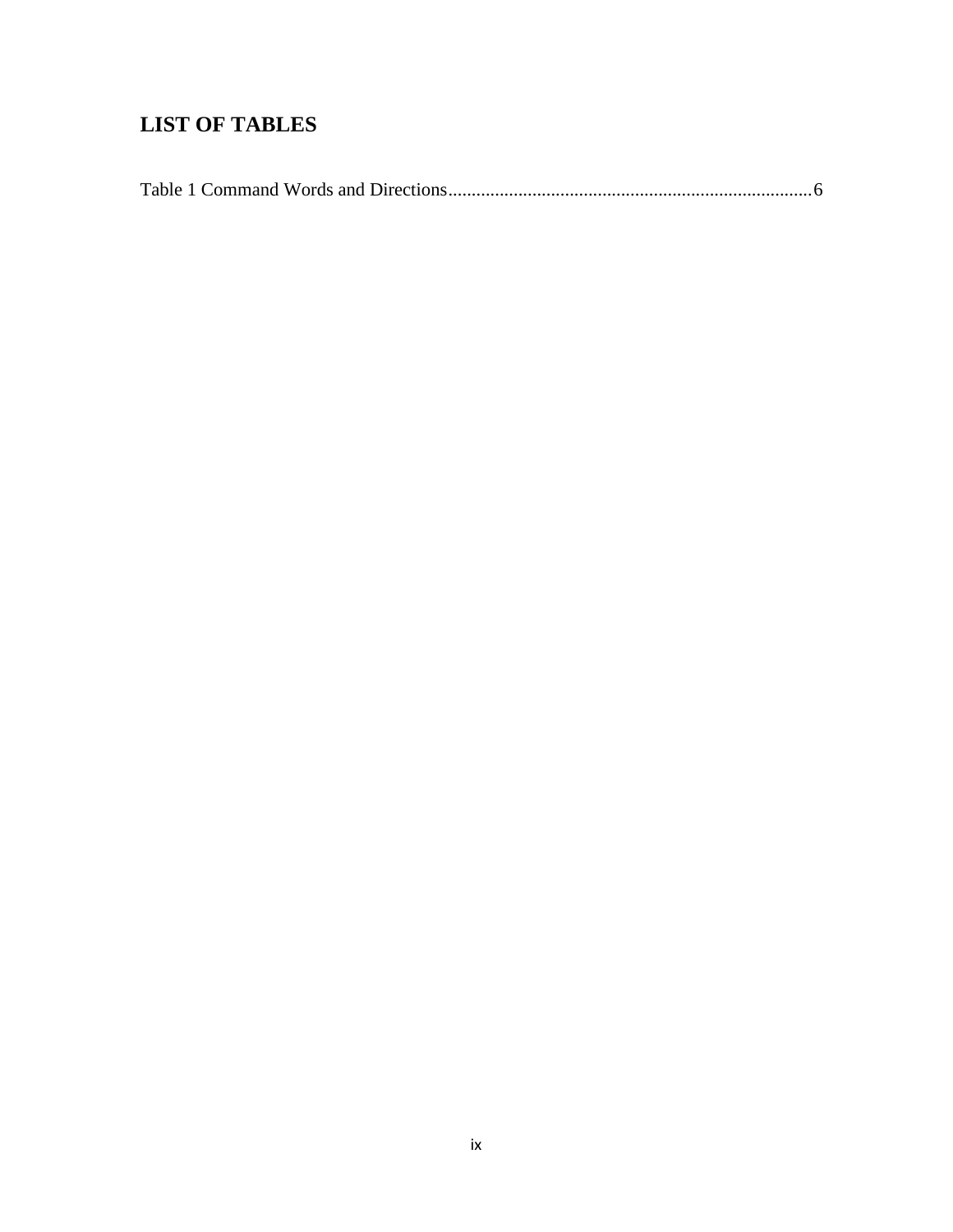# LIST OF TABLES

Table 1 Command Words and Directions............................................................................6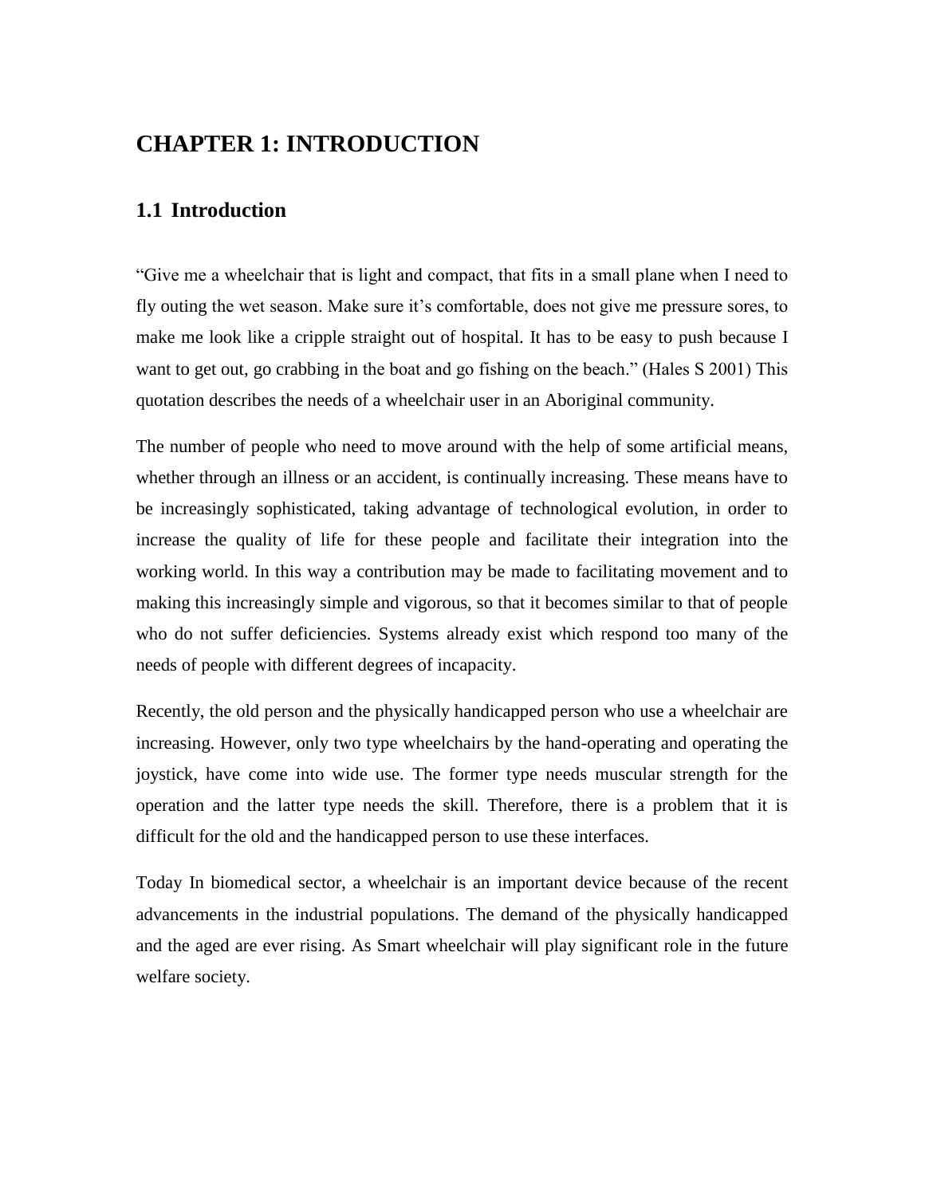# CHAPTER 1: INTRODUCTION

## 1.1 Introduction

"Give me a wheelchair that is light and compact, that fits in a small plane when I need to fly outing the wet season. Make sure it's comfortable, does not give me pressure sores, to make me look like a cripple straight out of hospital. It has to be easy to push because I want to get out, go crabbing in the boat and go fishing on the beach." (Hales S 2001) This quotation describes the needs of a wheelchair user in an Aboriginal community.

The number of people who need to move around with the help of some artificial means, whether through an illness or an accident, is continually increasing. These means have to be increasingly sophisticated, taking advantage of technological evolution, in order to increase the quality of life for these people and facilitate their integration into the working world. In this way a contribution may be made to facilitating movement and to making this increasingly simple and vigorous, so that it becomes similar to that of people who do not suffer deficiencies. Systems already exist which respond too many of the needs of people with different degrees of incapacity.

Recently, the old person and the physically handicapped person who use a wheelchair are increasing. However, only two type wheelchairs by the hand-operating and operating the joystick, have come into wide use. The former type needs muscular strength for the operation and the latter type needs the skill. Therefore, there is a problem that it is difficult for the old and the handicapped person to use these interfaces.

Today In biomedical sector, a wheelchair is an important device because of the recent advancements in the industrial populations. The demand of the physically handicapped and the aged are ever rising. As Smart wheelchair will play significant role in the future welfare society.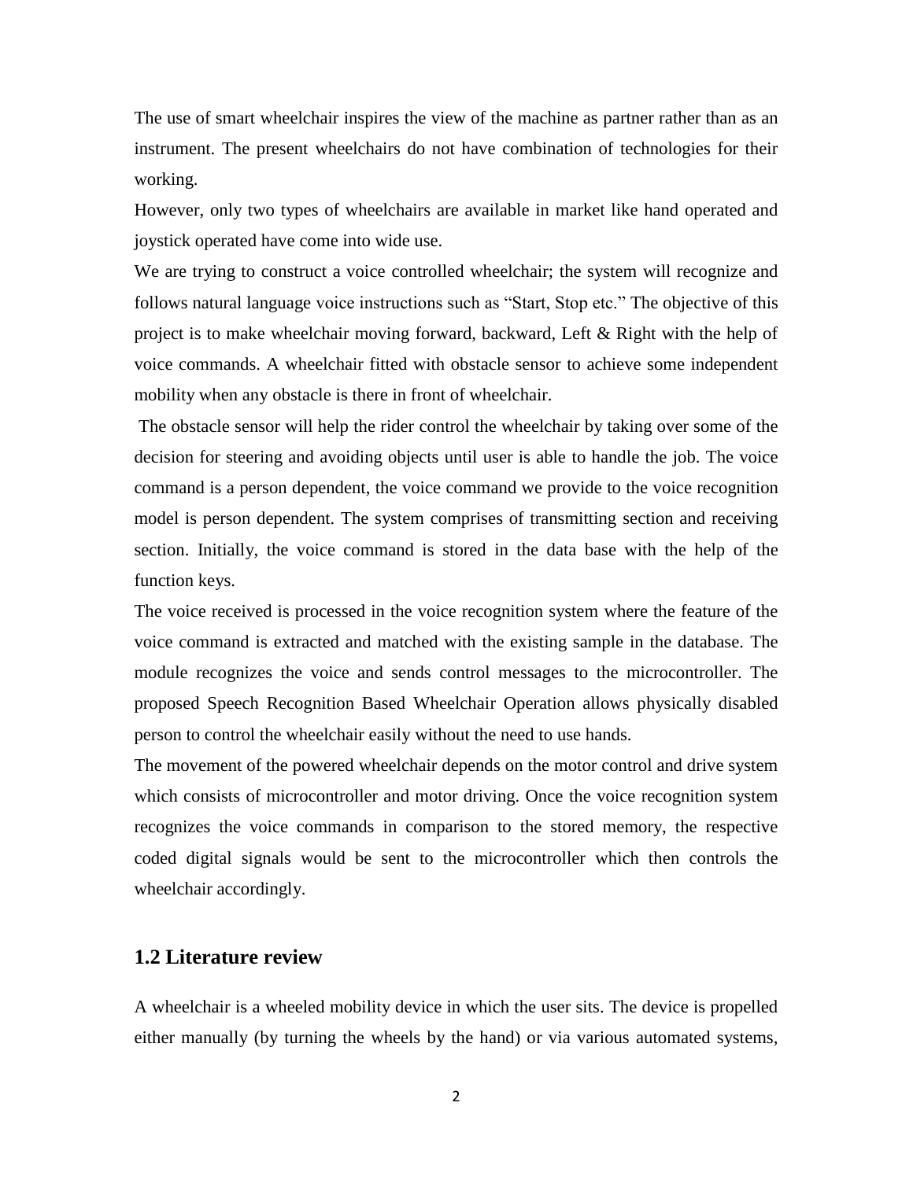The use of smart wheelchair inspires the view of the machine as partner rather than as an instrument. The present wheelchairs do not have combination of technologies for their working.

However, only two types of wheelchairs are available in market like hand operated and joystick operated have come into wide use.

We are trying to construct a voice controlled wheelchair; the system will recognize and follows natural language voice instructions such as "Start, Stop etc." The objective of this project is to make wheelchair moving forward, backward, Left & Right with the help of voice commands. A wheelchair fitted with obstacle sensor to achieve some independent mobility when any obstacle is there in front of wheelchair.

The obstacle sensor will help the rider control the wheelchair by taking over some of the decision for steering and avoiding objects until user is able to handle the job. The voice command is a person dependent, the voice command we provide to the voice recognition model is person dependent. The system comprises of transmitting section and receiving section. Initially, the voice command is stored in the data base with the help of the function keys.

The voice received is processed in the voice recognition system where the feature of the voice command is extracted and matched with the existing sample in the database. The module recognizes the voice and sends control messages to the microcontroller. The proposed Speech Recognition Based Wheelchair Operation allows physically disabled person to control the wheelchair easily without the need to use hands.

The movement of the powered wheelchair depends on the motor control and drive system which consists of microcontroller and motor driving. Once the voice recognition system recognizes the voice commands in comparison to the stored memory, the respective coded digital signals would be sent to the microcontroller which then controls the wheelchair accordingly.

## 1.2 Literature review

A wheelchair is a wheeled mobility device in which the user sits. The device is propelled either manually (by turning the wheels by the hand) or via various automated systems,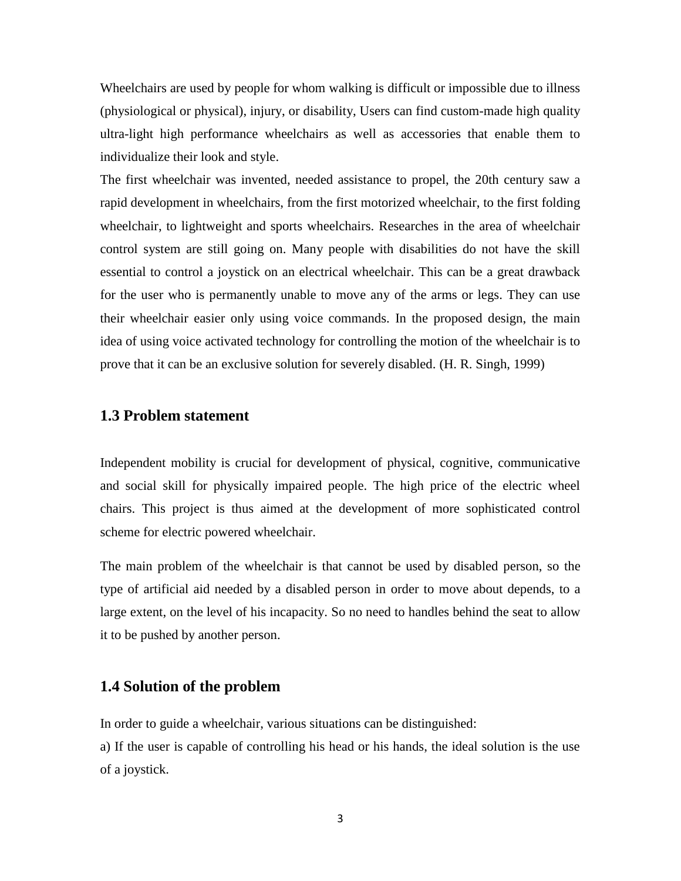Wheelchairs are used by people for whom walking is difficult or impossible due to illness (physiological or physical), injury, or disability, Users can find custom-made high quality ultra-light high performance wheelchairs as well as accessories that enable them to individualize their look and style.

The first wheelchair was invented, needed assistance to propel, the 20th century saw a rapid development in wheelchairs, from the first motorized wheelchair, to the first folding wheelchair, to lightweight and sports wheelchairs. Researches in the area of wheelchair control system are still going on. Many people with disabilities do not have the skill essential to control a joystick on an electrical wheelchair. This can be a great drawback for the user who is permanently unable to move any of the arms or legs. They can use their wheelchair easier only using voice commands. In the proposed design, the main idea of using voice activated technology for controlling the motion of the wheelchair is to prove that it can be an exclusive solution for severely disabled. (H. R. Singh, 1999)

## 1.3 Problem statement

Independent mobility is crucial for development of physical, cognitive, communicative and social skill for physically impaired people. The high price of the electric wheel chairs. This project is thus aimed at the development of more sophisticated control scheme for electric powered wheelchair.

The main problem of the wheelchair is that cannot be used by disabled person, so the type of artificial aid needed by a disabled person in order to move about depends, to a large extent, on the level of his incapacity. So no need to handles behind the seat to allow it to be pushed by another person.

## 1.4 Solution of the problem

In order to guide a wheelchair, various situations can be distinguished:

a) If the user is capable of controlling his head or his hands, the ideal solution is the use of a joystick.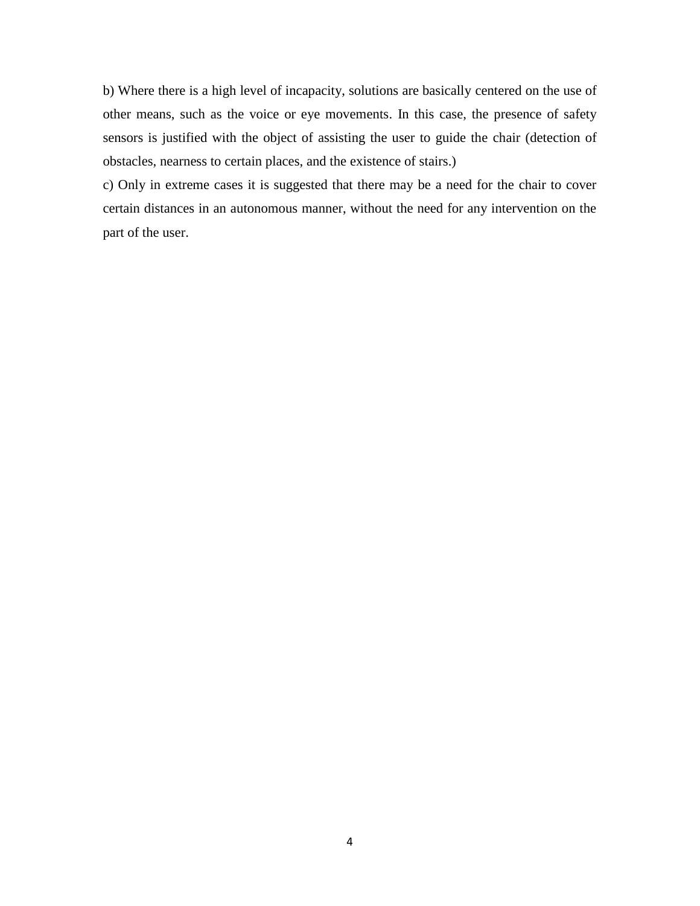b) Where there is a high level of incapacity, solutions are basically centered on the use of other means, such as the voice or eye movements. In this case, the presence of safety sensors is justified with the object of assisting the user to guide the chair (detection of obstacles, nearness to certain places, and the existence of stairs.)

c) Only in extreme cases it is suggested that there may be a need for the chair to cover certain distances in an autonomous manner, without the need for any intervention on the part of the user.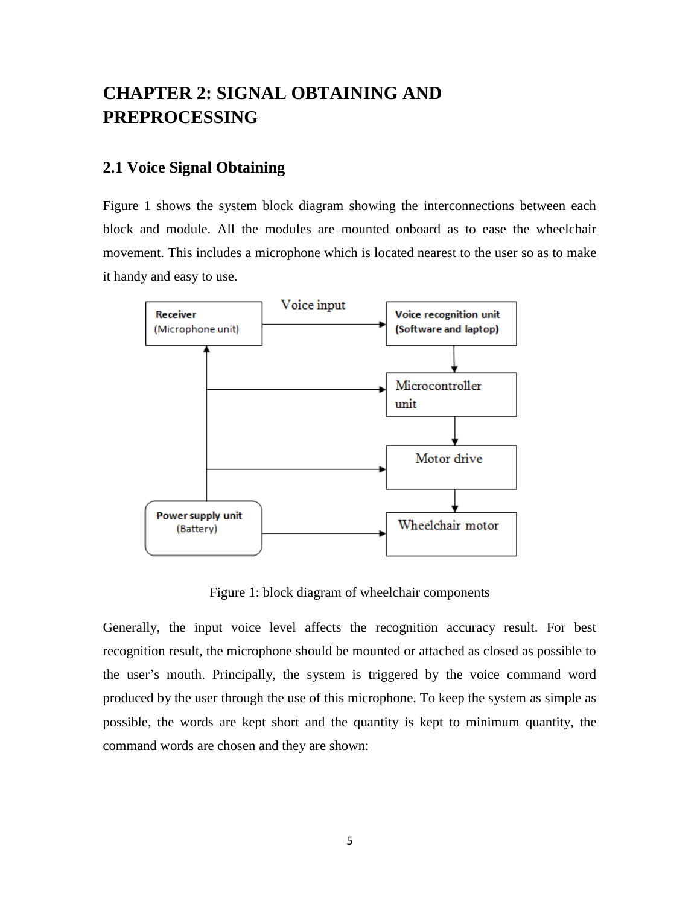# CHAPTER 2: SIGNAL OBTAINING AND PREPROCESSING

## 2.1 Voice Signal Obtaining

Figure 1 shows the system block diagram showing the interconnections between each block and module. All the modules are mounted onboard as to ease the wheelchair movement. This includes a microphone which is located nearest to the user so as to make it handy and easy to use.

Figure 1: block diagram of wheelchair components

Generally, the input voice level affects the recognition accuracy result. For best recognition result, the microphone should be mounted or attached as closed as possible to the user's mouth. Principally, the system is triggered by the voice command word produced by the user through the use of this microphone. To keep the system as simple as possible, the words are kept short and the quantity is kept to minimum quantity, the command words are chosen and they are shown: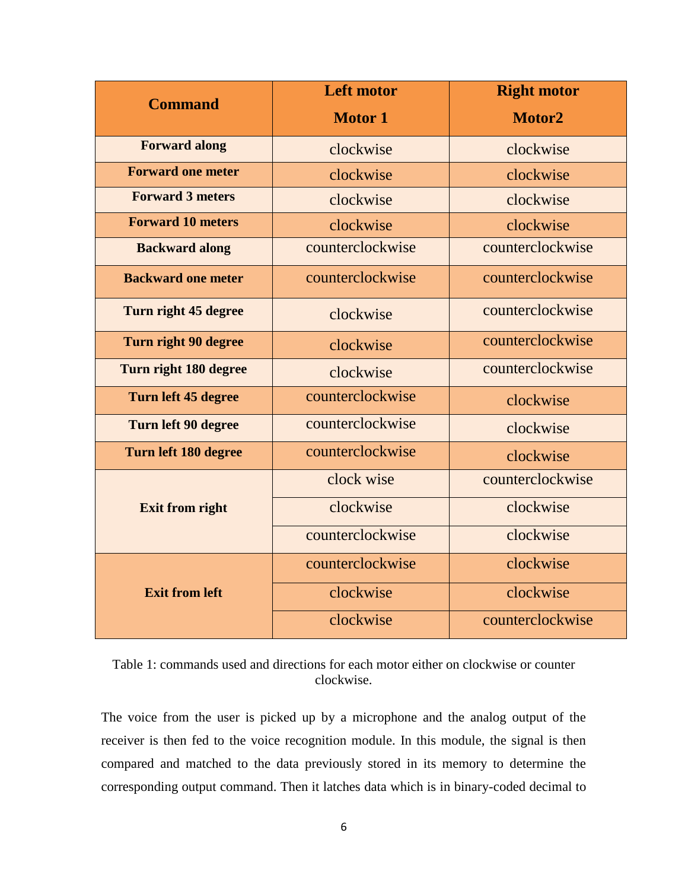| Command | Left motor<br>Motor 1 | Right motor<br>Motor2 |
|---|---|---|
| **Forward along** | clockwise | clockwise |
| **Forward one meter** | clockwise | clockwise |
| **Forward 3 meters** | clockwise | clockwise |
| **Forward 10 meters** | clockwise | clockwise |
| **Backward along** | counterclockwise | counterclockwise |
| **Backward one meter** | counterclockwise | counterclockwise |
| **Turn right 45 degree** | clockwise | counterclockwise |
| **Turn right 90 degree** | clockwise | counterclockwise |
| **Turn right 180 degree** | clockwise | counterclockwise |
| **Turn left 45 degree** | counterclockwise | clockwise |
| **Turn left 90 degree** | counterclockwise | clockwise |
| **Turn left 180 degree** | counterclockwise | clockwise |
| **Exit from right** | clock wise | counterclockwise |
| | clockwise | clockwise |
| | counterclockwise | clockwise |
| **Exit from left** | counterclockwise | clockwise |
| | clockwise | clockwise |
| | clockwise | counterclockwise |

Table 1: commands used and directions for each motor either on clockwise or counter clockwise.

The voice from the user is picked up by a microphone and the analog output of the receiver is then fed to the voice recognition module. In this module, the signal is then compared and matched to the data previously stored in its memory to determine the corresponding output command. Then it latches data which is in binary-coded decimal to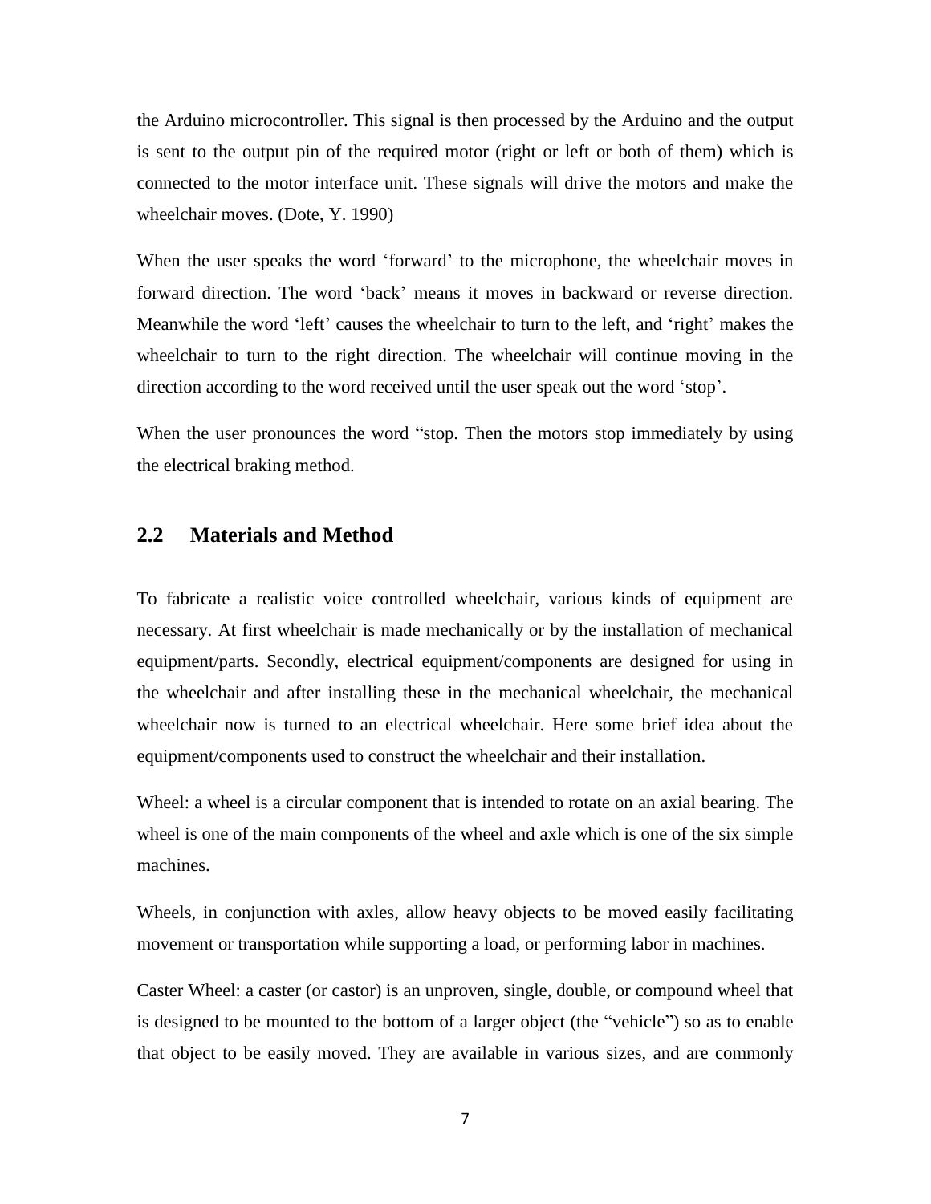the Arduino microcontroller. This signal is then processed by the Arduino and the output is sent to the output pin of the required motor (right or left or both of them) which is connected to the motor interface unit. These signals will drive the motors and make the wheelchair moves. (Dote, Y. 1990)

When the user speaks the word ‘forward’ to the microphone, the wheelchair moves in forward direction. The word ‘back’ means it moves in backward or reverse direction. Meanwhile the word ‘left’ causes the wheelchair to turn to the left, and ‘right’ makes the wheelchair to turn to the right direction. The wheelchair will continue moving in the direction according to the word received until the user speak out the word ‘stop’.

When the user pronounces the word “stop. Then the motors stop immediately by using the electrical braking method.

## 2.2 Materials and Method

To fabricate a realistic voice controlled wheelchair, various kinds of equipment are necessary. At first wheelchair is made mechanically or by the installation of mechanical equipment/parts. Secondly, electrical equipment/components are designed for using in the wheelchair and after installing these in the mechanical wheelchair, the mechanical wheelchair now is turned to an electrical wheelchair. Here some brief idea about the equipment/components used to construct the wheelchair and their installation.

Wheel: a wheel is a circular component that is intended to rotate on an axial bearing. The wheel is one of the main components of the wheel and axle which is one of the six simple machines.

Wheels, in conjunction with axles, allow heavy objects to be moved easily facilitating movement or transportation while supporting a load, or performing labor in machines.

Caster Wheel: a caster (or castor) is an unproven, single, double, or compound wheel that is designed to be mounted to the bottom of a larger object (the “vehicle”) so as to enable that object to be easily moved. They are available in various sizes, and are commonly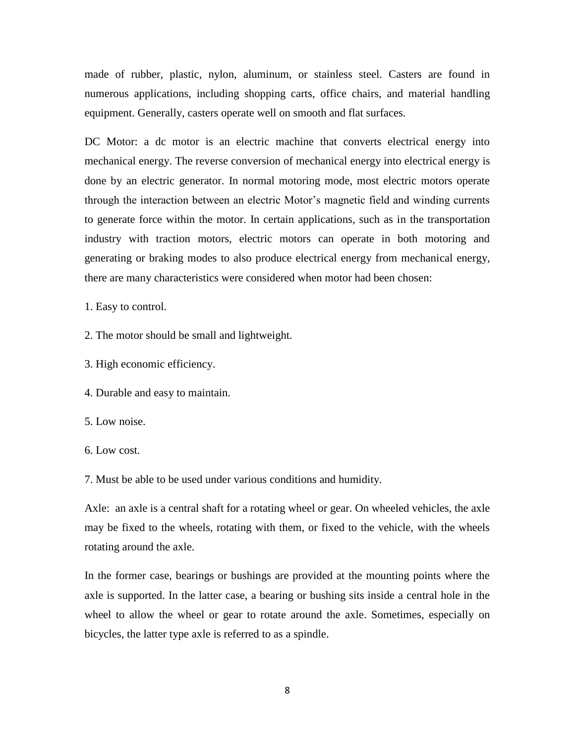made of rubber, plastic, nylon, aluminum, or stainless steel. Casters are found in numerous applications, including shopping carts, office chairs, and material handling equipment. Generally, casters operate well on smooth and flat surfaces.

DC Motor: a dc motor is an electric machine that converts electrical energy into mechanical energy. The reverse conversion of mechanical energy into electrical energy is done by an electric generator. In normal motoring mode, most electric motors operate through the interaction between an electric Motor's magnetic field and winding currents to generate force within the motor. In certain applications, such as in the transportation industry with traction motors, electric motors can operate in both motoring and generating or braking modes to also produce electrical energy from mechanical energy, there are many characteristics were considered when motor had been chosen:

1. Easy to control.
2. The motor should be small and lightweight.
3. High economic efficiency.
4. Durable and easy to maintain.
5. Low noise.
6. Low cost.
7. Must be able to be used under various conditions and humidity.

Axle: an axle is a central shaft for a rotating wheel or gear. On wheeled vehicles, the axle may be fixed to the wheels, rotating with them, or fixed to the vehicle, with the wheels rotating around the axle.

In the former case, bearings or bushings are provided at the mounting points where the axle is supported. In the latter case, a bearing or bushing sits inside a central hole in the wheel to allow the wheel or gear to rotate around the axle. Sometimes, especially on bicycles, the latter type axle is referred to as a spindle.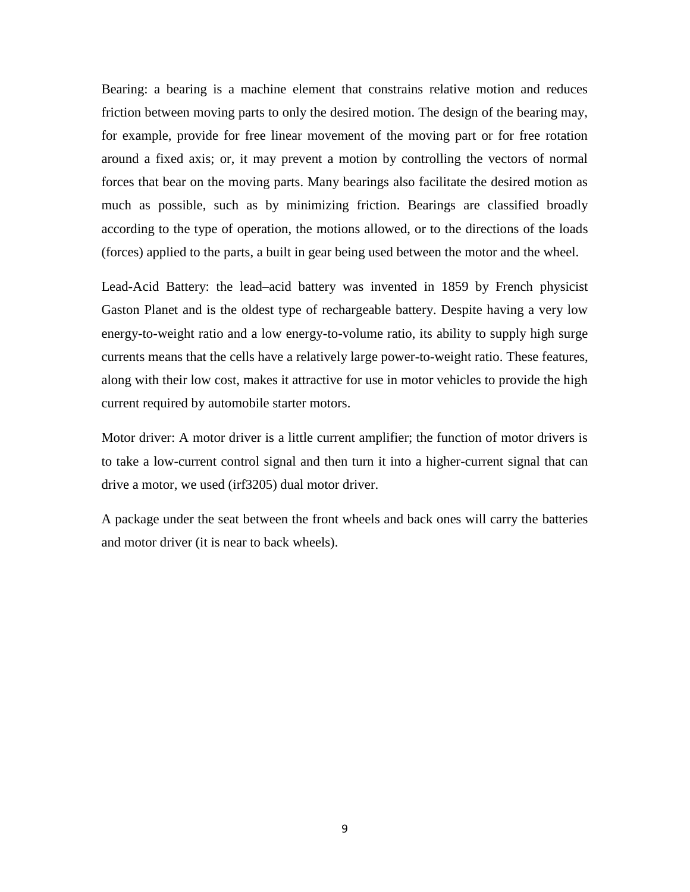Bearing: a bearing is a machine element that constrains relative motion and reduces friction between moving parts to only the desired motion. The design of the bearing may, for example, provide for free linear movement of the moving part or for free rotation around a fixed axis; or, it may prevent a motion by controlling the vectors of normal forces that bear on the moving parts. Many bearings also facilitate the desired motion as much as possible, such as by minimizing friction. Bearings are classified broadly according to the type of operation, the motions allowed, or to the directions of the loads (forces) applied to the parts, a built in gear being used between the motor and the wheel.

Lead-Acid Battery: the lead–acid battery was invented in 1859 by French physicist Gaston Planet and is the oldest type of rechargeable battery. Despite having a very low energy-to-weight ratio and a low energy-to-volume ratio, its ability to supply high surge currents means that the cells have a relatively large power-to-weight ratio. These features, along with their low cost, makes it attractive for use in motor vehicles to provide the high current required by automobile starter motors.

Motor driver: A motor driver is a little current amplifier; the function of motor drivers is to take a low-current control signal and then turn it into a higher-current signal that can drive a motor, we used (irf3205) dual motor driver.

A package under the seat between the front wheels and back ones will carry the batteries and motor driver (it is near to back wheels).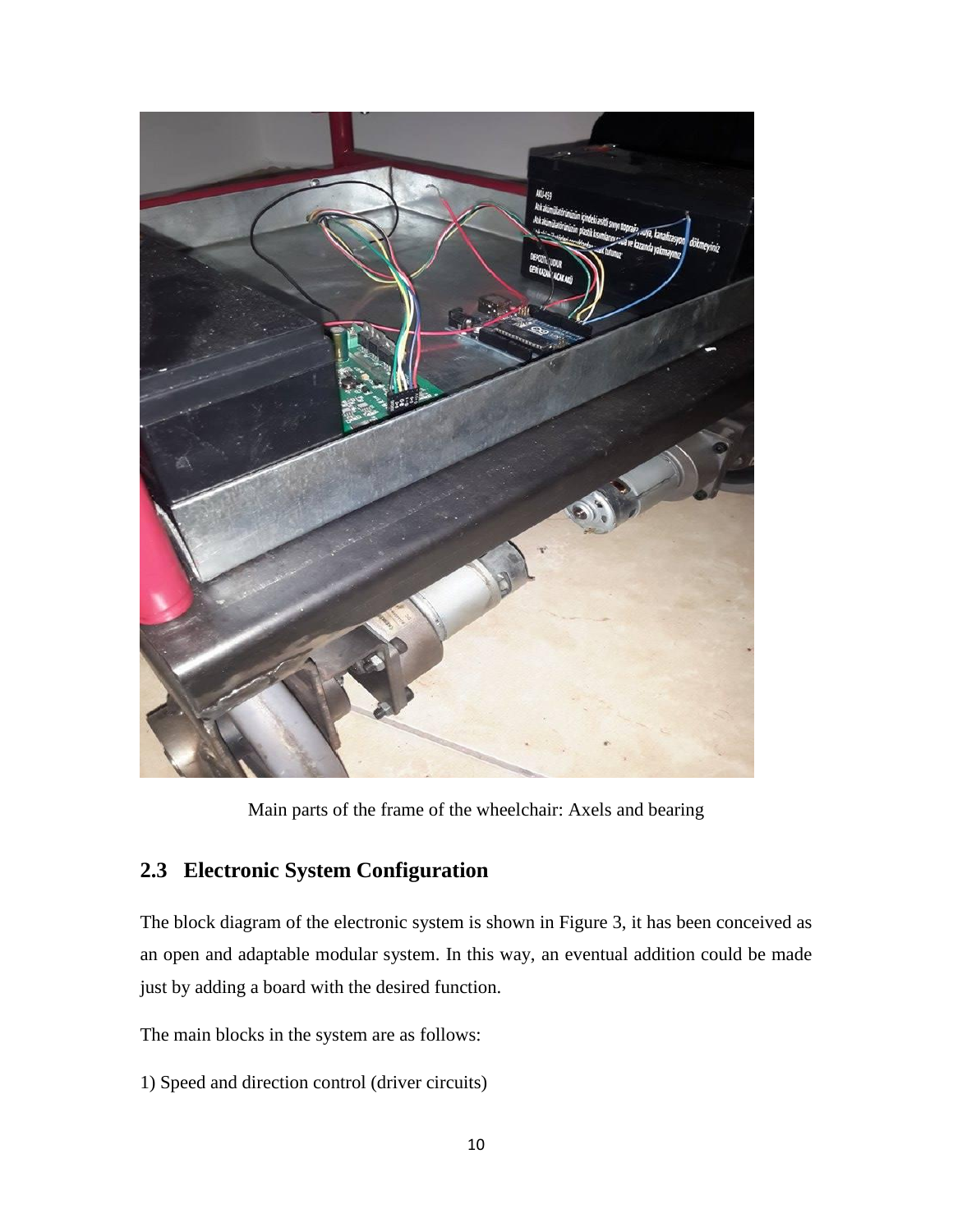Main parts of the frame of the wheelchair: Axels and bearing

## 2.3 Electronic System Configuration

The block diagram of the electronic system is shown in Figure 3, it has been conceived as an open and adaptable modular system. In this way, an eventual addition could be made just by adding a board with the desired function.

The main blocks in the system are as follows:

1) Speed and direction control (driver circuits)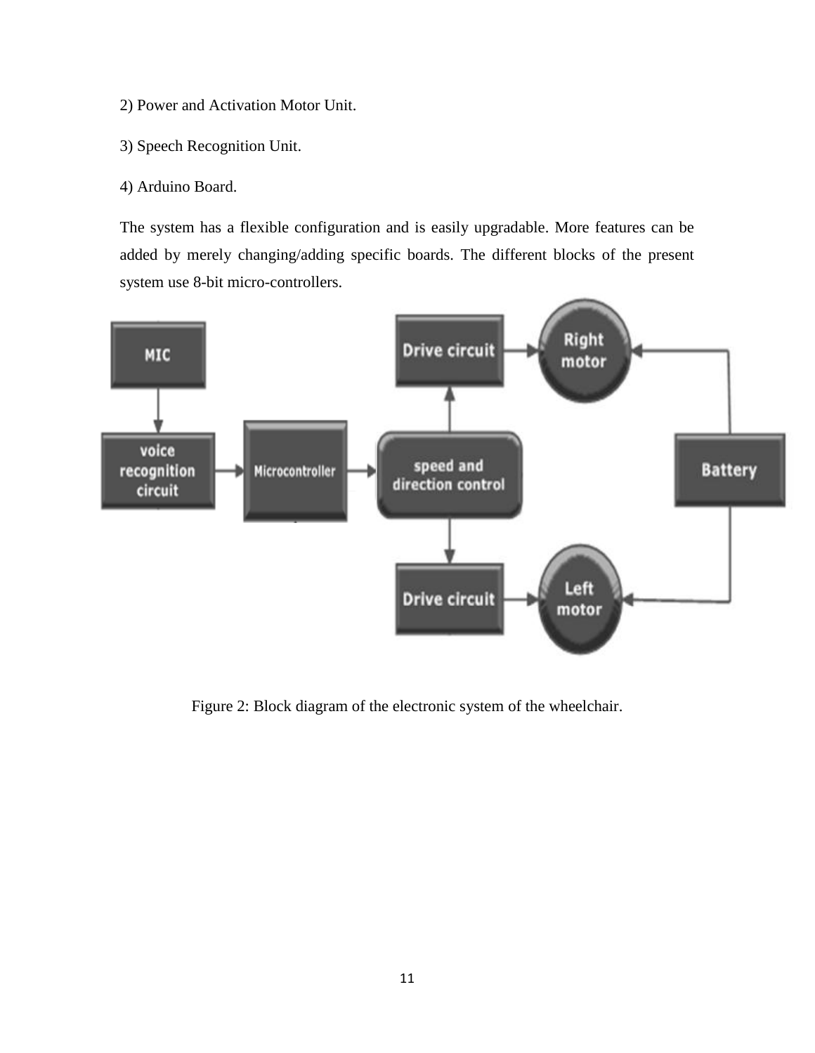2) Power and Activation Motor Unit.

3) Speech Recognition Unit.

4) Arduino Board.

The system has a flexible configuration and is easily upgradable. More features can be added by merely changing/adding specific boards. The different blocks of the present system use 8-bit micro-controllers.

Figure 2: Block diagram of the electronic system of the wheelchair.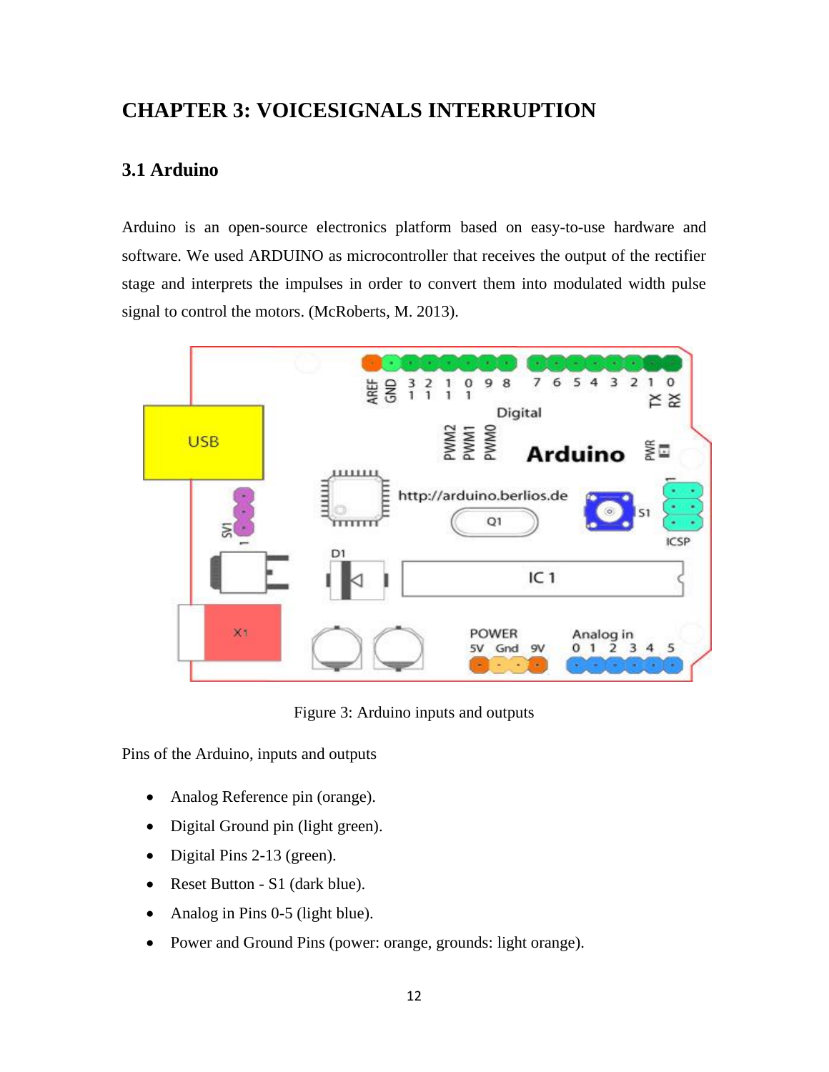# CHAPTER 3: VOICESIGNALS INTERRUPTION

## 3.1 Arduino

Arduino is an open-source electronics platform based on easy-to-use hardware and software. We used ARDUINO as microcontroller that receives the output of the rectifier stage and interprets the impulses in order to convert them into modulated width pulse signal to control the motors. (McRoberts, M. 2013).

Figure 3: Arduino inputs and outputs

Pins of the Arduino, inputs and outputs

- Analog Reference pin (orange).
- Digital Ground pin (light green).
- Digital Pins 2-13 (green).
- Reset Button - S1 (dark blue).
- Analog in Pins 0-5 (light blue).
- Power and Ground Pins (power: orange, grounds: light orange).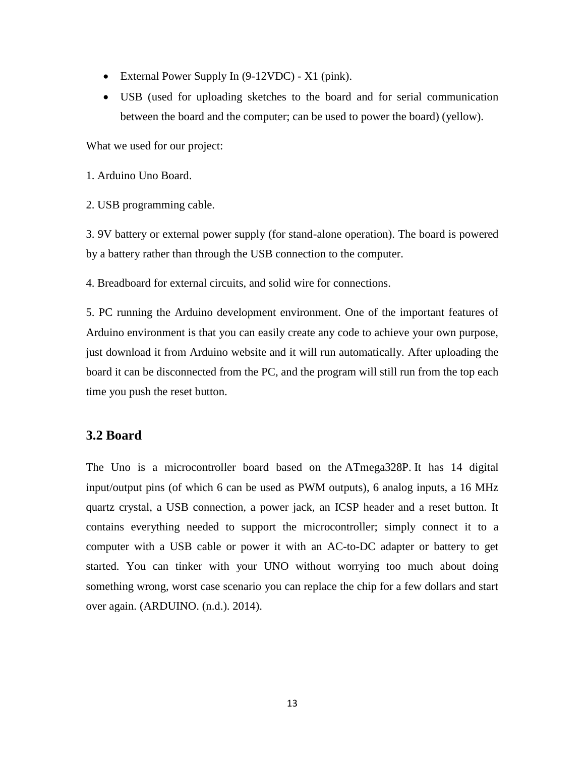- External Power Supply In (9-12VDC) - X1 (pink).
- USB (used for uploading sketches to the board and for serial communication between the board and the computer; can be used to power the board) (yellow).

What we used for our project:

1. Arduino Uno Board.

2. USB programming cable.

3. 9V battery or external power supply (for stand-alone operation). The board is powered by a battery rather than through the USB connection to the computer.

4. Breadboard for external circuits, and solid wire for connections.

5. PC running the Arduino development environment. One of the important features of Arduino environment is that you can easily create any code to achieve your own purpose, just download it from Arduino website and it will run automatically. After uploading the board it can be disconnected from the PC, and the program will still run from the top each time you push the reset button.

### 3.2 Board

The Uno is a microcontroller board based on the ATmega328P. It has 14 digital input/output pins (of which 6 can be used as PWM outputs), 6 analog inputs, a 16 MHz quartz crystal, a USB connection, a power jack, an ICSP header and a reset button. It contains everything needed to support the microcontroller; simply connect it to a computer with a USB cable or power it with an AC-to-DC adapter or battery to get started. You can tinker with your UNO without worrying too much about doing something wrong, worst case scenario you can replace the chip for a few dollars and start over again. (ARDUINO. (n.d.). 2014).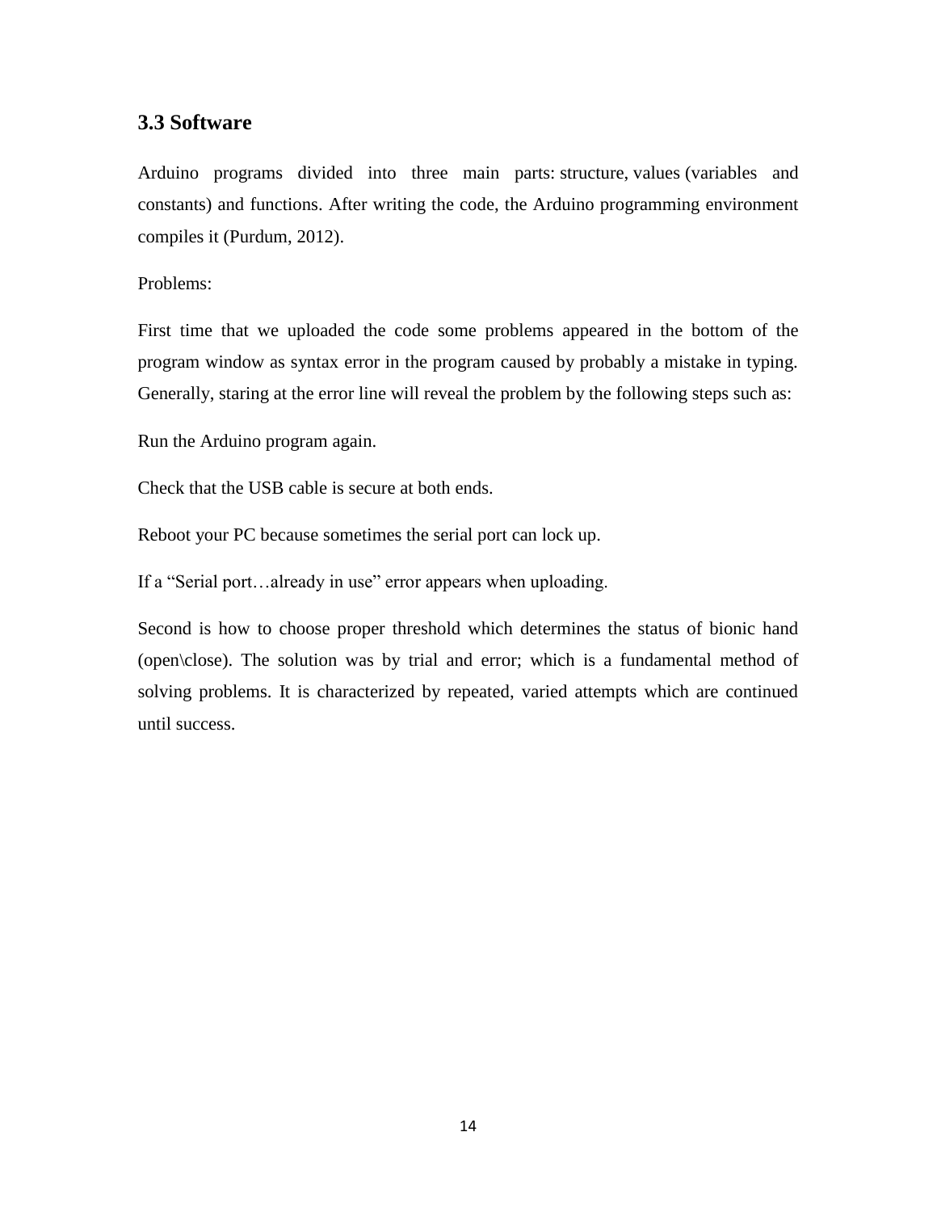### 3.3 Software

Arduino programs divided into three main parts: structure, values (variables and constants) and functions. After writing the code, the Arduino programming environment compiles it (Purdum, 2012).

Problems:

First time that we uploaded the code some problems appeared in the bottom of the program window as syntax error in the program caused by probably a mistake in typing. Generally, staring at the error line will reveal the problem by the following steps such as:

Run the Arduino program again.

Check that the USB cable is secure at both ends.

Reboot your PC because sometimes the serial port can lock up.

If a "Serial port…already in use" error appears when uploading.

Second is how to choose proper threshold which determines the status of bionic hand (open\close). The solution was by trial and error; which is a fundamental method of solving problems. It is characterized by repeated, varied attempts which are continued until success.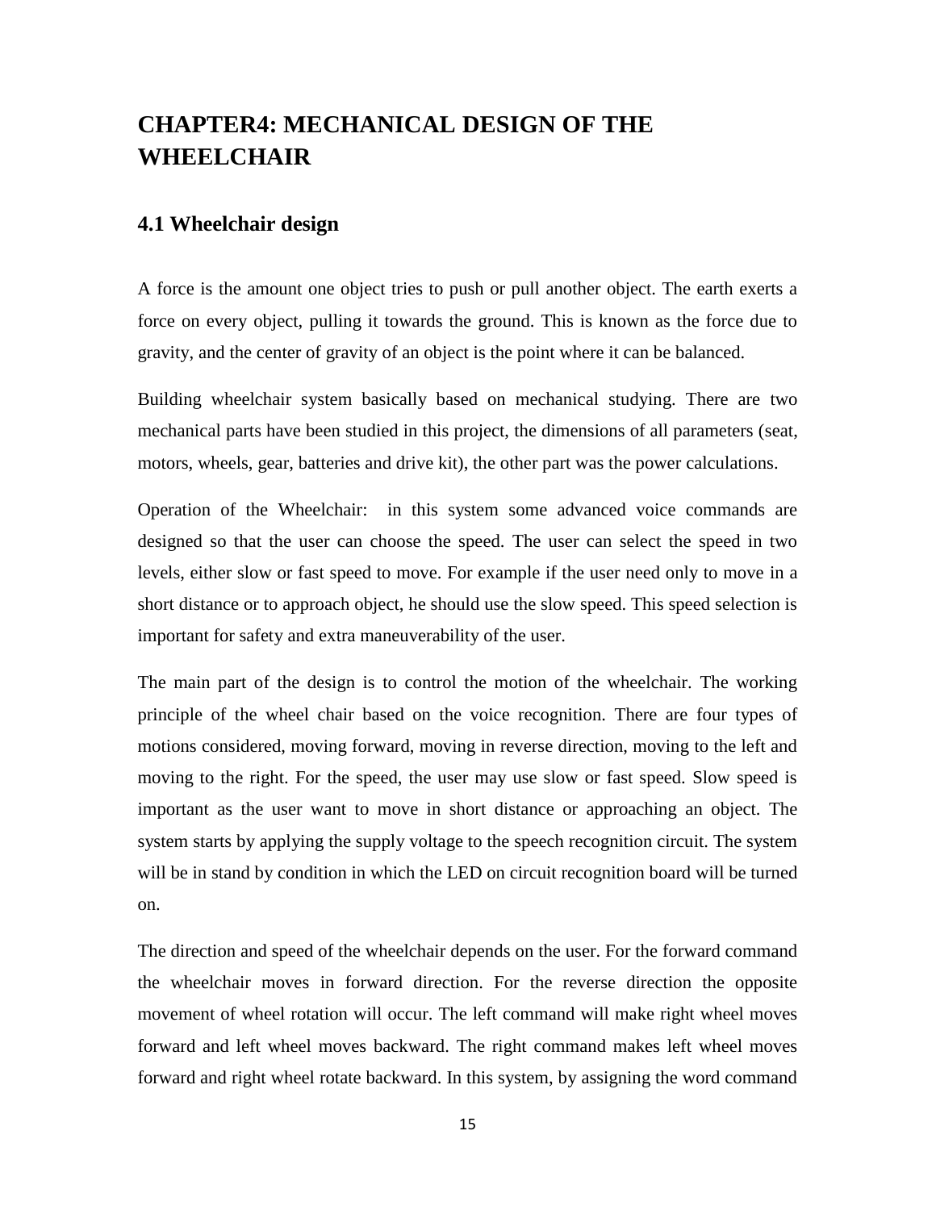# CHAPTER4: MECHANICAL DESIGN OF THE WHEELCHAIR

## 4.1 Wheelchair design

A force is the amount one object tries to push or pull another object. The earth exerts a force on every object, pulling it towards the ground. This is known as the force due to gravity, and the center of gravity of an object is the point where it can be balanced.

Building wheelchair system basically based on mechanical studying. There are two mechanical parts have been studied in this project, the dimensions of all parameters (seat, motors, wheels, gear, batteries and drive kit), the other part was the power calculations.

Operation of the Wheelchair:  in this system some advanced voice commands are designed so that the user can choose the speed. The user can select the speed in two levels, either slow or fast speed to move. For example if the user need only to move in a short distance or to approach object, he should use the slow speed. This speed selection is important for safety and extra maneuverability of the user.

The main part of the design is to control the motion of the wheelchair. The working principle of the wheel chair based on the voice recognition. There are four types of motions considered, moving forward, moving in reverse direction, moving to the left and moving to the right. For the speed, the user may use slow or fast speed. Slow speed is important as the user want to move in short distance or approaching an object. The system starts by applying the supply voltage to the speech recognition circuit. The system will be in stand by condition in which the LED on circuit recognition board will be turned on.

The direction and speed of the wheelchair depends on the user. For the forward command the wheelchair moves in forward direction. For the reverse direction the opposite movement of wheel rotation will occur. The left command will make right wheel moves forward and left wheel moves backward. The right command makes left wheel moves forward and right wheel rotate backward. In this system, by assigning the word command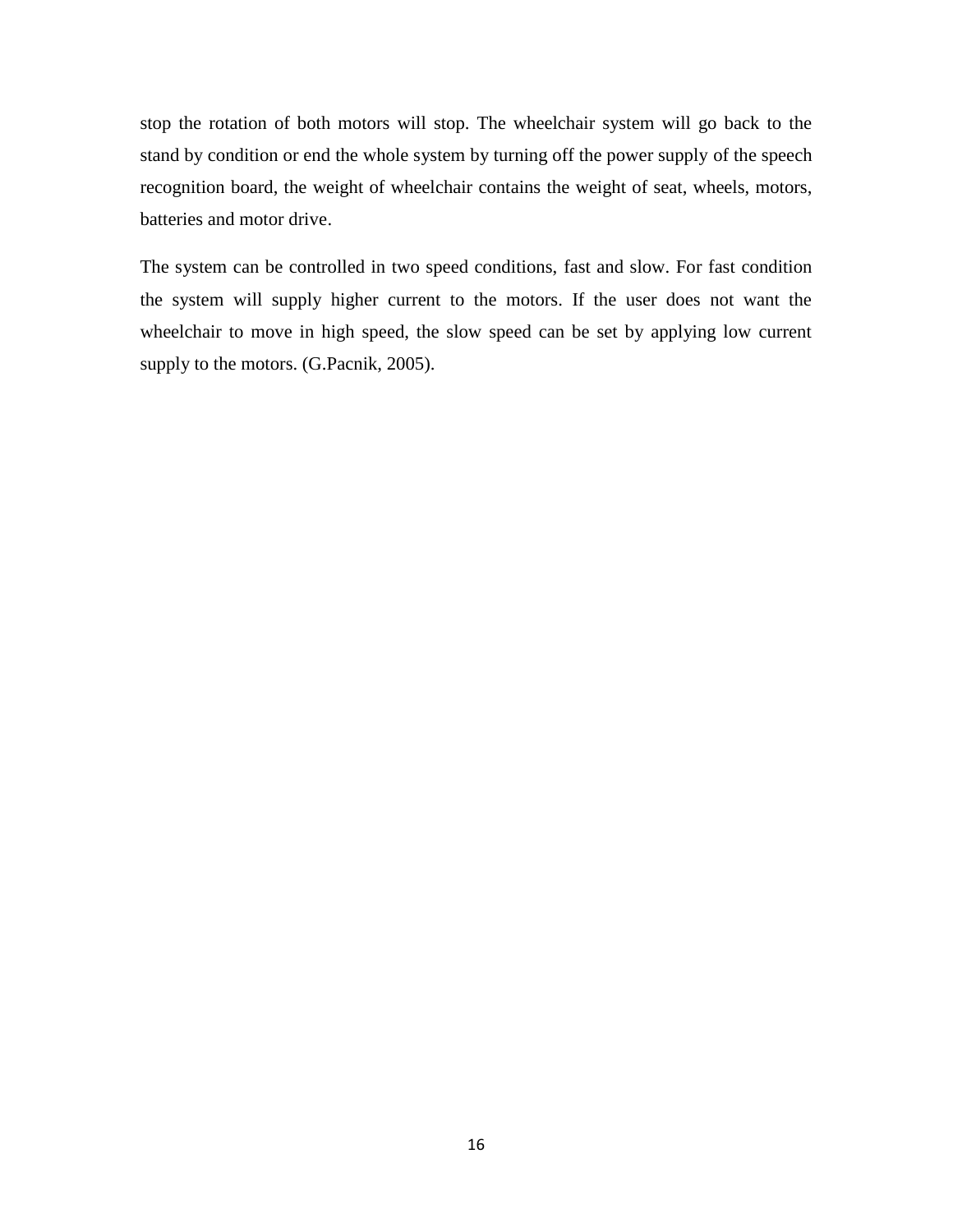stop the rotation of both motors will stop. The wheelchair system will go back to the stand by condition or end the whole system by turning off the power supply of the speech recognition board, the weight of wheelchair contains the weight of seat, wheels, motors, batteries and motor drive.

The system can be controlled in two speed conditions, fast and slow. For fast condition the system will supply higher current to the motors. If the user does not want the wheelchair to move in high speed, the slow speed can be set by applying low current supply to the motors. (G.Pacnik, 2005).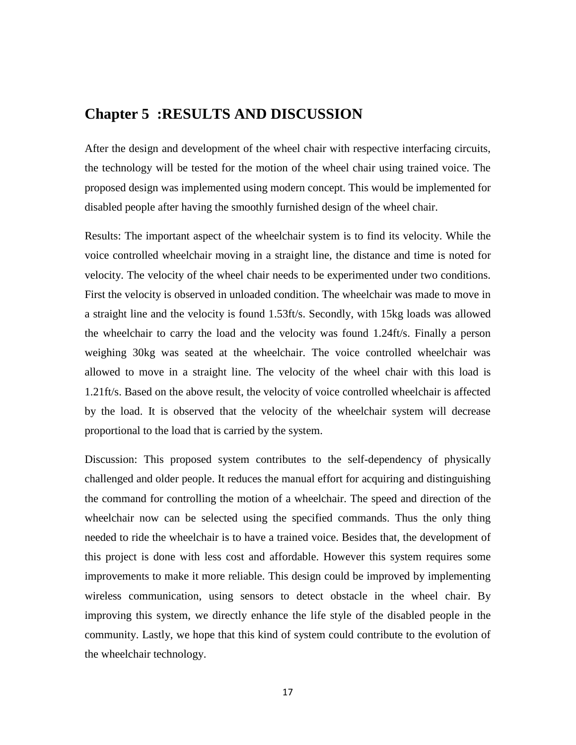# Chapter 5 :RESULTS AND DISCUSSION

After the design and development of the wheel chair with respective interfacing circuits, the technology will be tested for the motion of the wheel chair using trained voice. The proposed design was implemented using modern concept. This would be implemented for disabled people after having the smoothly furnished design of the wheel chair.

Results: The important aspect of the wheelchair system is to find its velocity. While the voice controlled wheelchair moving in a straight line, the distance and time is noted for velocity. The velocity of the wheel chair needs to be experimented under two conditions. First the velocity is observed in unloaded condition. The wheelchair was made to move in a straight line and the velocity is found 1.53ft/s. Secondly, with 15kg loads was allowed the wheelchair to carry the load and the velocity was found 1.24ft/s. Finally a person weighing 30kg was seated at the wheelchair. The voice controlled wheelchair was allowed to move in a straight line. The velocity of the wheel chair with this load is 1.21ft/s. Based on the above result, the velocity of voice controlled wheelchair is affected by the load. It is observed that the velocity of the wheelchair system will decrease proportional to the load that is carried by the system.

Discussion: This proposed system contributes to the self-dependency of physically challenged and older people. It reduces the manual effort for acquiring and distinguishing the command for controlling the motion of a wheelchair. The speed and direction of the wheelchair now can be selected using the specified commands. Thus the only thing needed to ride the wheelchair is to have a trained voice. Besides that, the development of this project is done with less cost and affordable. However this system requires some improvements to make it more reliable. This design could be improved by implementing wireless communication, using sensors to detect obstacle in the wheel chair. By improving this system, we directly enhance the life style of the disabled people in the community. Lastly, we hope that this kind of system could contribute to the evolution of the wheelchair technology.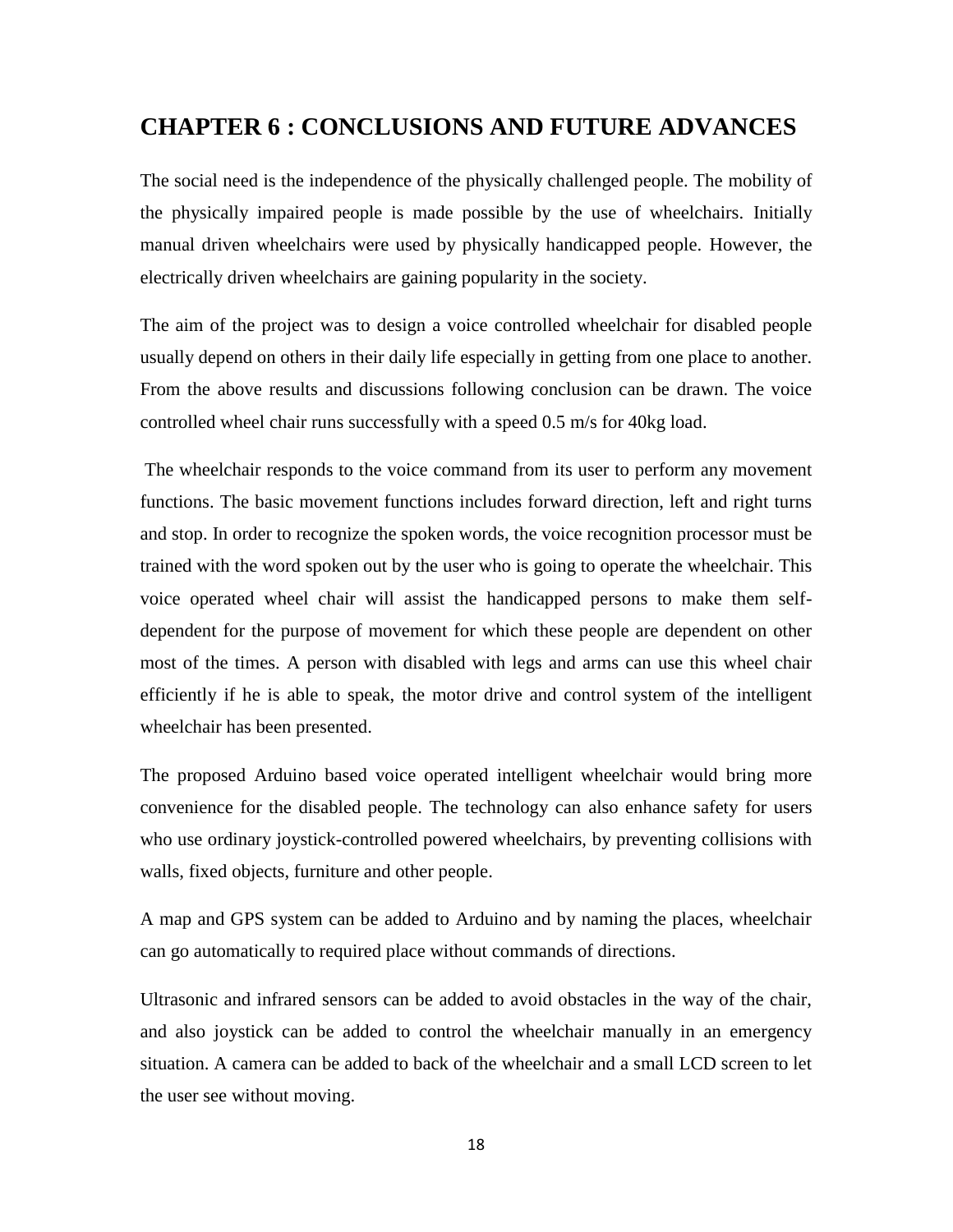## CHAPTER 6 : CONCLUSIONS AND FUTURE ADVANCES

The social need is the independence of the physically challenged people. The mobility of the physically impaired people is made possible by the use of wheelchairs. Initially manual driven wheelchairs were used by physically handicapped people. However, the electrically driven wheelchairs are gaining popularity in the society.

The aim of the project was to design a voice controlled wheelchair for disabled people usually depend on others in their daily life especially in getting from one place to another. From the above results and discussions following conclusion can be drawn. The voice controlled wheel chair runs successfully with a speed 0.5 m/s for 40kg load.

The wheelchair responds to the voice command from its user to perform any movement functions. The basic movement functions includes forward direction, left and right turns and stop. In order to recognize the spoken words, the voice recognition processor must be trained with the word spoken out by the user who is going to operate the wheelchair. This voice operated wheel chair will assist the handicapped persons to make them self-dependent for the purpose of movement for which these people are dependent on other most of the times. A person with disabled with legs and arms can use this wheel chair efficiently if he is able to speak, the motor drive and control system of the intelligent wheelchair has been presented.

The proposed Arduino based voice operated intelligent wheelchair would bring more convenience for the disabled people. The technology can also enhance safety for users who use ordinary joystick-controlled powered wheelchairs, by preventing collisions with walls, fixed objects, furniture and other people.

A map and GPS system can be added to Arduino and by naming the places, wheelchair can go automatically to required place without commands of directions.

Ultrasonic and infrared sensors can be added to avoid obstacles in the way of the chair, and also joystick can be added to control the wheelchair manually in an emergency situation. A camera can be added to back of the wheelchair and a small LCD screen to let the user see without moving.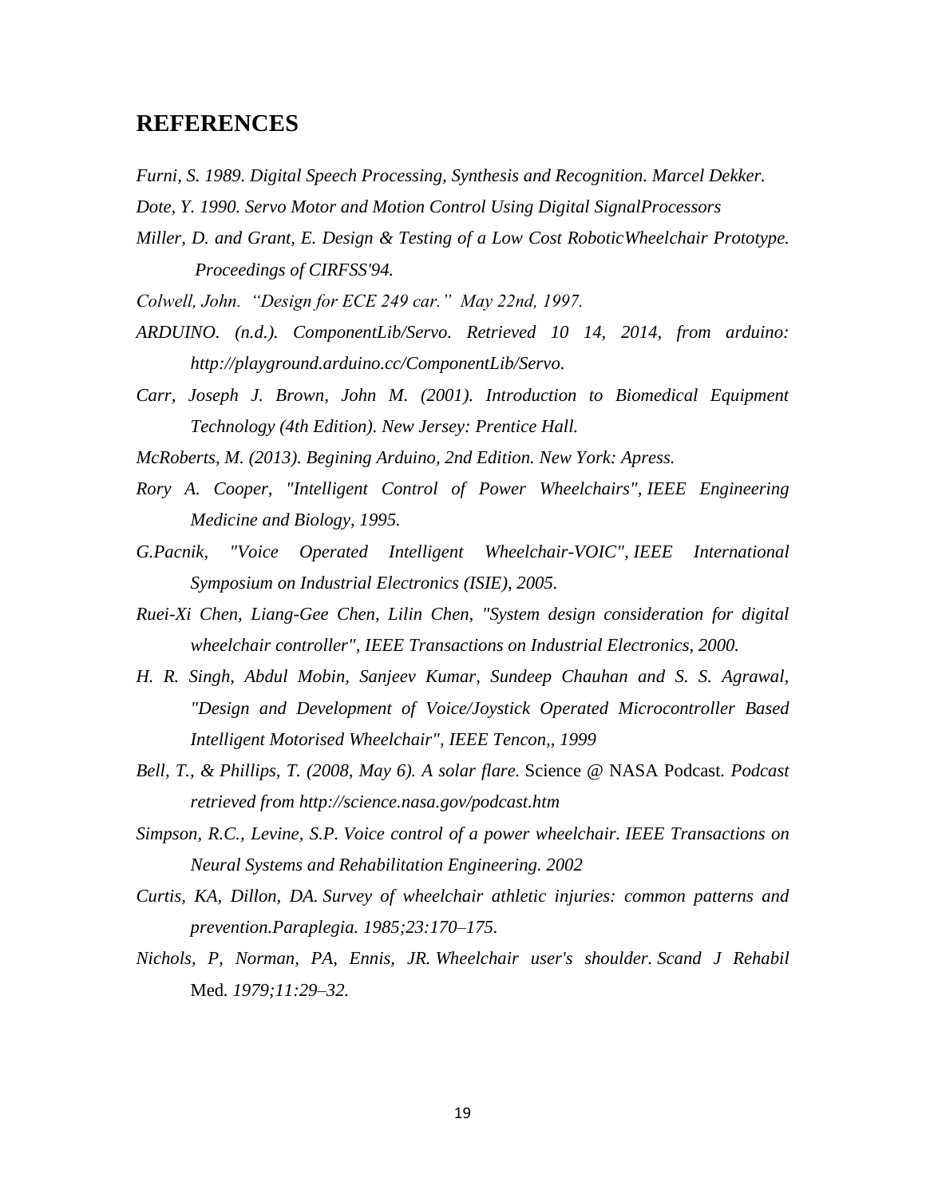## REFERENCES

*Furni, S. 1989. Digital Speech Processing, Synthesis and Recognition. Marcel Dekker.*

*Dote, Y. 1990. Servo Motor and Motion Control Using Digital SignalProcessors*

*Miller, D. and Grant, E. Design & Testing of a Low Cost RoboticWheelchair Prototype. Proceedings of CIRFSS'94.*

*Colwell, John. "Design for ECE 249 car." May 22nd, 1997.*

*ARDUINO. (n.d.). ComponentLib/Servo. Retrieved 10 14, 2014, from arduino: http://playground.arduino.cc/ComponentLib/Servo.*

*Carr, Joseph J. Brown, John M. (2001). Introduction to Biomedical Equipment Technology (4th Edition). New Jersey: Prentice Hall.*

*McRoberts, M. (2013). Begining Arduino, 2nd Edition. New York: Apress.*

*Rory A. Cooper, "Intelligent Control of Power Wheelchairs", IEEE Engineering Medicine and Biology, 1995.*

*G.Pacnik, "Voice Operated Intelligent Wheelchair-VOIC", IEEE International Symposium on Industrial Electronics (ISIE), 2005.*

*Ruei-Xi Chen, Liang-Gee Chen, Lilin Chen, "System design consideration for digital wheelchair controller", IEEE Transactions on Industrial Electronics, 2000.*

*H. R. Singh, Abdul Mobin, Sanjeev Kumar, Sundeep Chauhan and S. S. Agrawal, "Design and Development of Voice/Joystick Operated Microcontroller Based Intelligent Motorised Wheelchair", IEEE Tencon,, 1999*

*Bell, T., & Phillips, T. (2008, May 6). A solar flare.* Science @ NASA Podcast. *Podcast retrieved from http://science.nasa.gov/podcast.htm*

*Simpson, R.C., Levine, S.P. Voice control of a power wheelchair. IEEE Transactions on Neural Systems and Rehabilitation Engineering. 2002*

*Curtis, KA, Dillon, DA. Survey of wheelchair athletic injuries: common patterns and prevention.Paraplegia. 1985;23:170–175.*

*Nichols, P, Norman, PA, Ennis, JR. Wheelchair user's shoulder. Scand J Rehabil* Med. *1979;11:29–32.*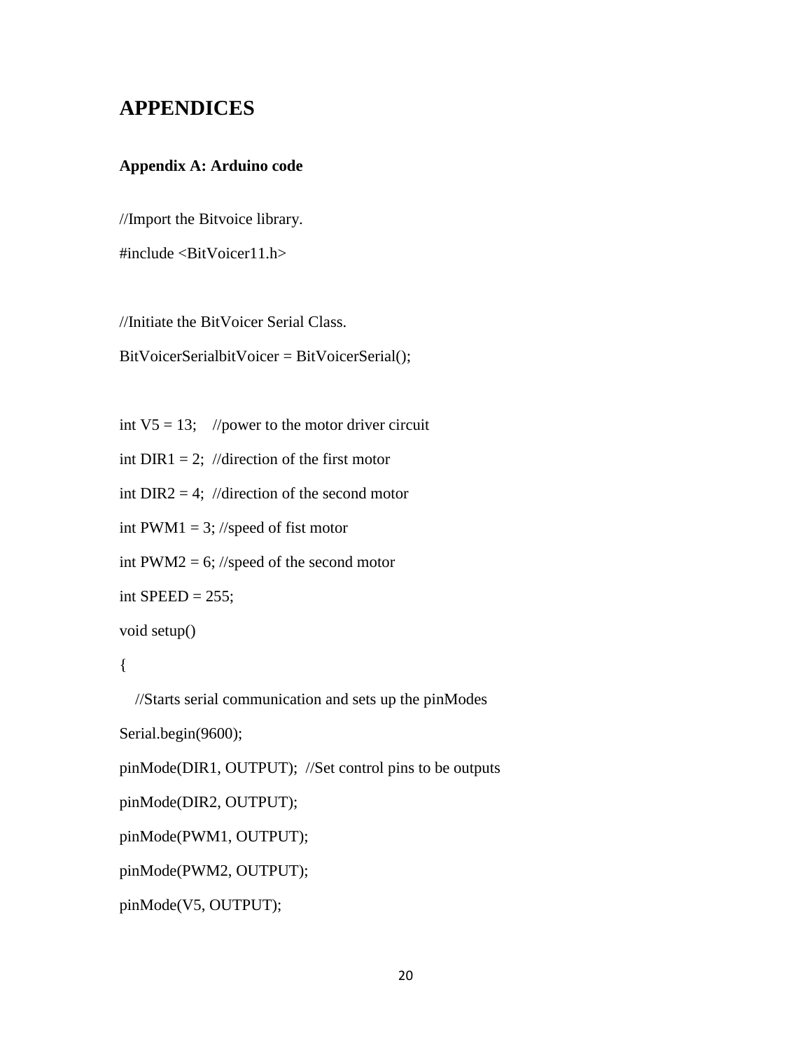# APPENDICES

### Appendix A: Arduino code

```
//Import the Bitvoice library.
#include <BitVoicer11.h>

//Initiate the BitVoicer Serial Class.
BitVoicerSerialbitVoicer = BitVoicerSerial();

int V5 = 13;    //power to the motor driver circuit
int DIR1 = 2;  //direction of the first motor
int DIR2 = 4;  //direction of the second motor
int PWM1 = 3; //speed of fist motor
int PWM2 = 6; //speed of the second motor
int SPEED = 255;
void setup()
{
   //Starts serial communication and sets up the pinModes
Serial.begin(9600);
pinMode(DIR1, OUTPUT);  //Set control pins to be outputs
pinMode(DIR2, OUTPUT);
pinMode(PWM1, OUTPUT);
pinMode(PWM2, OUTPUT);
pinMode(V5, OUTPUT);
```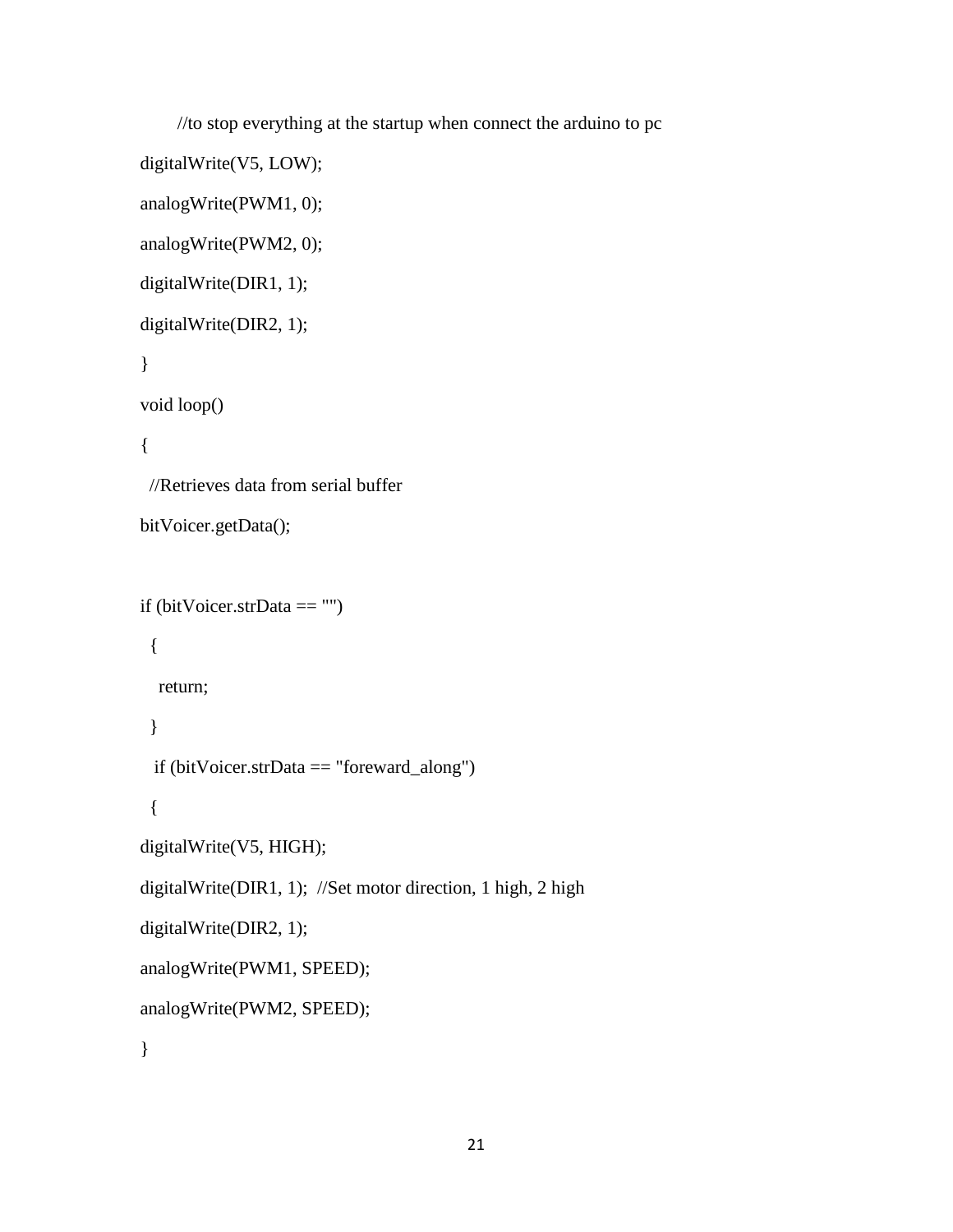```
   //to stop everything at the startup when connect the arduino to pc
digitalWrite(V5, LOW);
analogWrite(PWM1, 0);
analogWrite(PWM2, 0);
digitalWrite(DIR1, 1);
digitalWrite(DIR2, 1);
}
void loop()
{
 //Retrieves data from serial buffer
bitVoicer.getData();

if (bitVoicer.strData == "")
 {
   return;
 }
  if (bitVoicer.strData == "foreward_along")
 {
digitalWrite(V5, HIGH);
digitalWrite(DIR1, 1);  //Set motor direction, 1 high, 2 high
digitalWrite(DIR2, 1);
analogWrite(PWM1, SPEED);
analogWrite(PWM2, SPEED);
}
```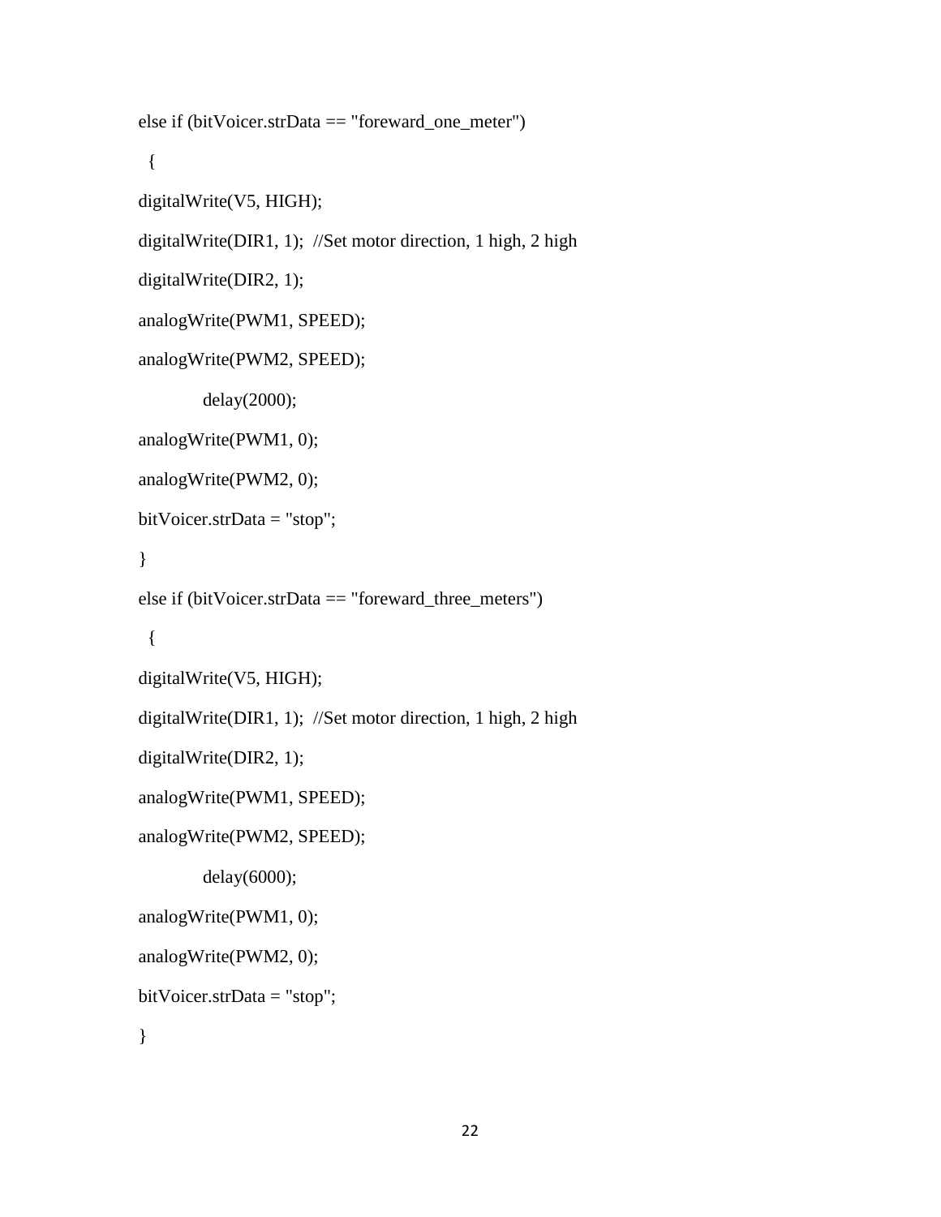```
else if (bitVoicer.strData == "foreward_one_meter")
  {
digitalWrite(V5, HIGH);
digitalWrite(DIR1, 1);  //Set motor direction, 1 high, 2 high
digitalWrite(DIR2, 1);
analogWrite(PWM1, SPEED);
analogWrite(PWM2, SPEED);
        delay(2000);
analogWrite(PWM1, 0);
analogWrite(PWM2, 0);
bitVoicer.strData = "stop";
}
else if (bitVoicer.strData == "foreward_three_meters")
  {
digitalWrite(V5, HIGH);
digitalWrite(DIR1, 1);  //Set motor direction, 1 high, 2 high
digitalWrite(DIR2, 1);
analogWrite(PWM1, SPEED);
analogWrite(PWM2, SPEED);
        delay(6000);
analogWrite(PWM1, 0);
analogWrite(PWM2, 0);
bitVoicer.strData = "stop";
}
```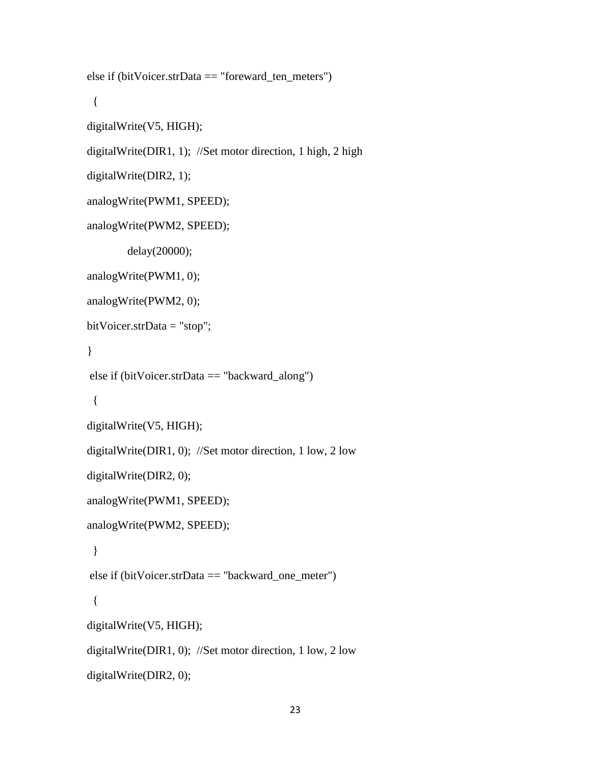```
else if (bitVoicer.strData == "foreward_ten_meters")
  {
digitalWrite(V5, HIGH);
digitalWrite(DIR1, 1);  //Set motor direction, 1 high, 2 high
digitalWrite(DIR2, 1);
analogWrite(PWM1, SPEED);
analogWrite(PWM2, SPEED);
            delay(20000);
analogWrite(PWM1, 0);
analogWrite(PWM2, 0);
bitVoicer.strData = "stop";
}
 else if (bitVoicer.strData == "backward_along")
  {
digitalWrite(V5, HIGH);
digitalWrite(DIR1, 0);  //Set motor direction, 1 low, 2 low
digitalWrite(DIR2, 0);
analogWrite(PWM1, SPEED);
analogWrite(PWM2, SPEED);
  }
 else if (bitVoicer.strData == "backward_one_meter")
  {
digitalWrite(V5, HIGH);
digitalWrite(DIR1, 0);  //Set motor direction, 1 low, 2 low
digitalWrite(DIR2, 0);
```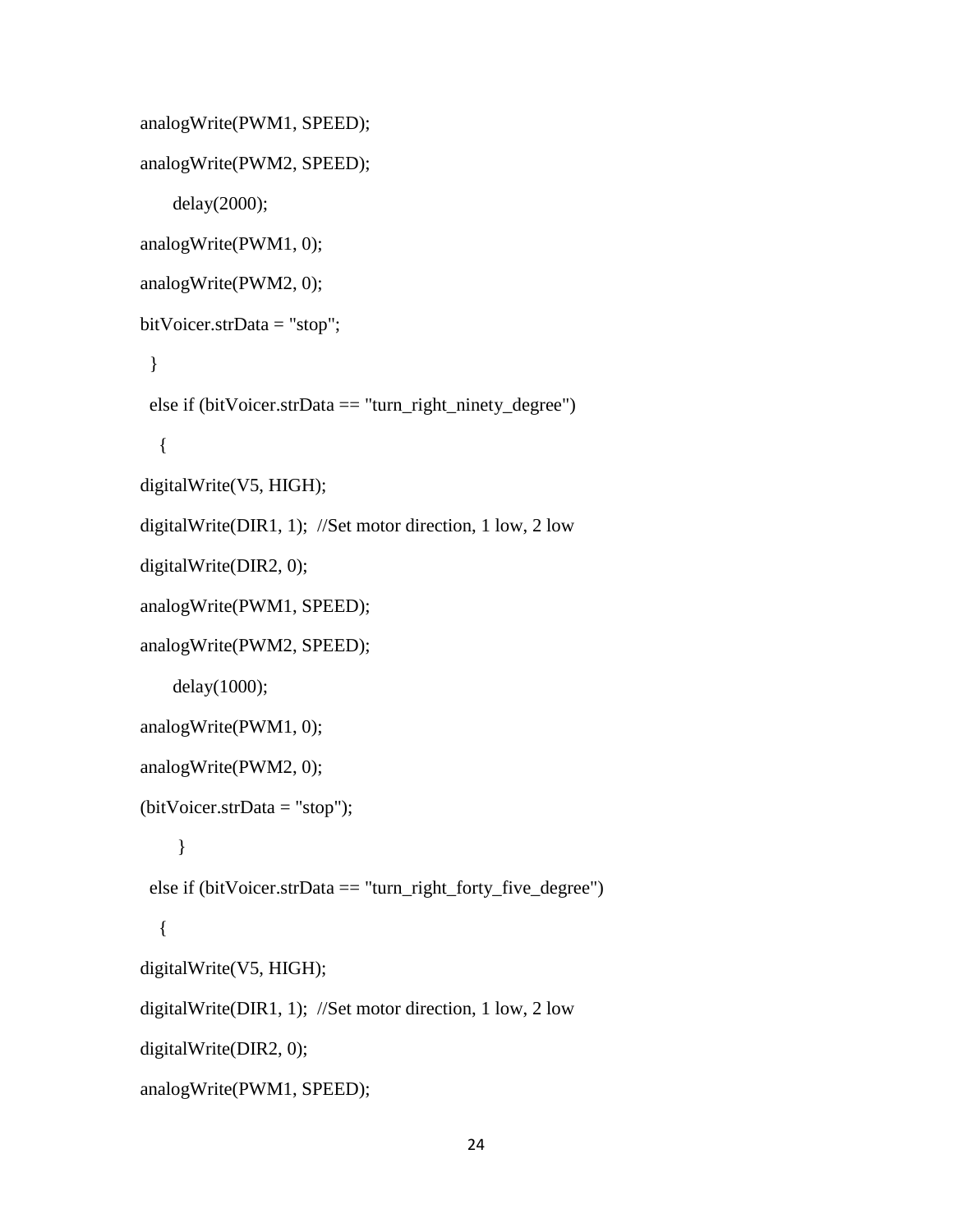```
analogWrite(PWM1, SPEED);
analogWrite(PWM2, SPEED);
     delay(2000);
analogWrite(PWM1, 0);
analogWrite(PWM2, 0);
bitVoicer.strData = "stop";
  }
  else if (bitVoicer.strData == "turn_right_ninety_degree")
   {
digitalWrite(V5, HIGH);
digitalWrite(DIR1, 1);  //Set motor direction, 1 low, 2 low
digitalWrite(DIR2, 0);
analogWrite(PWM1, SPEED);
analogWrite(PWM2, SPEED);
     delay(1000);
analogWrite(PWM1, 0);
analogWrite(PWM2, 0);
(bitVoicer.strData = "stop");
      }
  else if (bitVoicer.strData == "turn_right_forty_five_degree")
   {
digitalWrite(V5, HIGH);
digitalWrite(DIR1, 1);  //Set motor direction, 1 low, 2 low
digitalWrite(DIR2, 0);
analogWrite(PWM1, SPEED);
```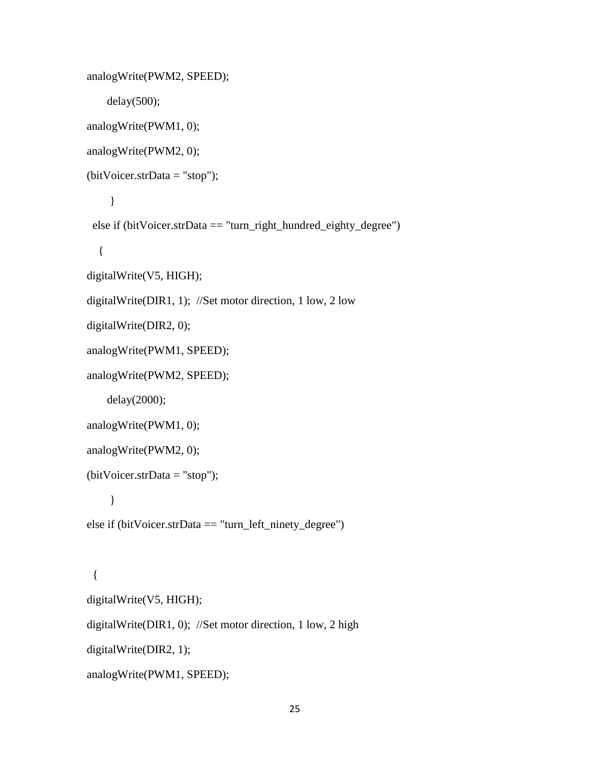```
analogWrite(PWM2, SPEED);
     delay(500);
analogWrite(PWM1, 0);
analogWrite(PWM2, 0);
(bitVoicer.strData = "stop");
      }
  else if (bitVoicer.strData == "turn_right_hundred_eighty_degree")
   {
digitalWrite(V5, HIGH);
digitalWrite(DIR1, 1);  //Set motor direction, 1 low, 2 low
digitalWrite(DIR2, 0);
analogWrite(PWM1, SPEED);
analogWrite(PWM2, SPEED);
     delay(2000);
analogWrite(PWM1, 0);
analogWrite(PWM2, 0);
(bitVoicer.strData = "stop");
      }
else if (bitVoicer.strData == "turn_left_ninety_degree")

  {
digitalWrite(V5, HIGH);
digitalWrite(DIR1, 0);  //Set motor direction, 1 low, 2 high
digitalWrite(DIR2, 1);
analogWrite(PWM1, SPEED);
```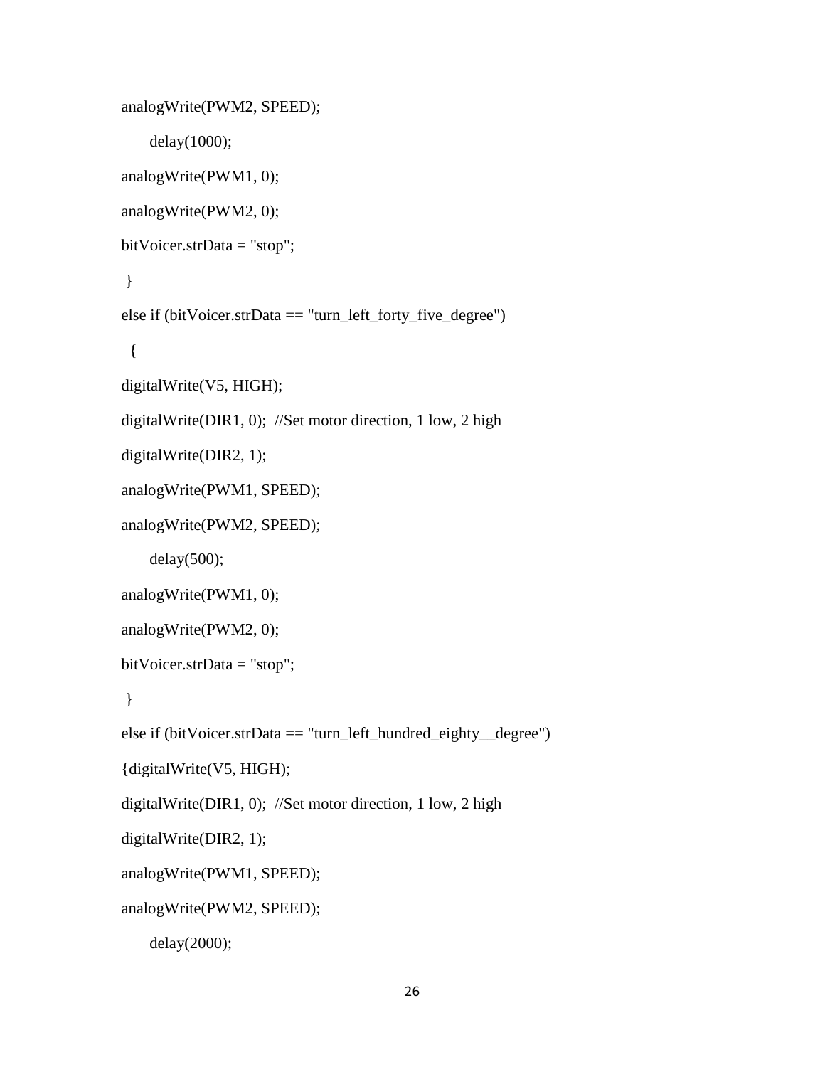```
analogWrite(PWM2, SPEED);
     delay(1000);
analogWrite(PWM1, 0);
analogWrite(PWM2, 0);
bitVoicer.strData = "stop";
 }
else if (bitVoicer.strData == "turn_left_forty_five_degree")
  {
digitalWrite(V5, HIGH);
digitalWrite(DIR1, 0);  //Set motor direction, 1 low, 2 high
digitalWrite(DIR2, 1);
analogWrite(PWM1, SPEED);
analogWrite(PWM2, SPEED);
     delay(500);
analogWrite(PWM1, 0);
analogWrite(PWM2, 0);
bitVoicer.strData = "stop";
 }
else if (bitVoicer.strData == "turn_left_hundred_eighty__degree")
{digitalWrite(V5, HIGH);
digitalWrite(DIR1, 0);  //Set motor direction, 1 low, 2 high
digitalWrite(DIR2, 1);
analogWrite(PWM1, SPEED);
analogWrite(PWM2, SPEED);
     delay(2000);
```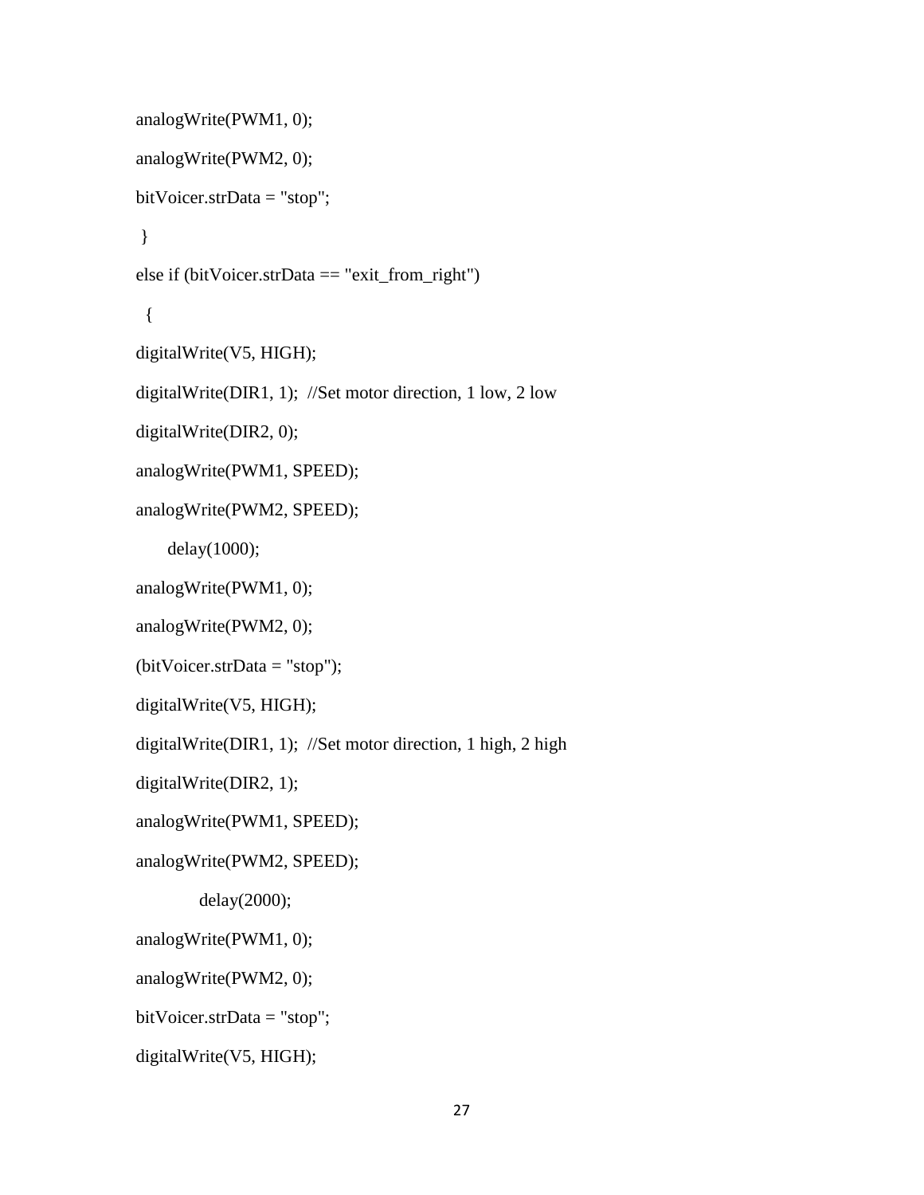```
analogWrite(PWM1, 0);
analogWrite(PWM2, 0);
bitVoicer.strData = "stop";
 }
else if (bitVoicer.strData == "exit_from_right")
  {
digitalWrite(V5, HIGH);
digitalWrite(DIR1, 1);  //Set motor direction, 1 low, 2 low
digitalWrite(DIR2, 0);
analogWrite(PWM1, SPEED);
analogWrite(PWM2, SPEED);
     delay(1000);
analogWrite(PWM1, 0);
analogWrite(PWM2, 0);
(bitVoicer.strData = "stop");
digitalWrite(V5, HIGH);
digitalWrite(DIR1, 1);  //Set motor direction, 1 high, 2 high
digitalWrite(DIR2, 1);
analogWrite(PWM1, SPEED);
analogWrite(PWM2, SPEED);
          delay(2000);
analogWrite(PWM1, 0);
analogWrite(PWM2, 0);
bitVoicer.strData = "stop";
digitalWrite(V5, HIGH);
```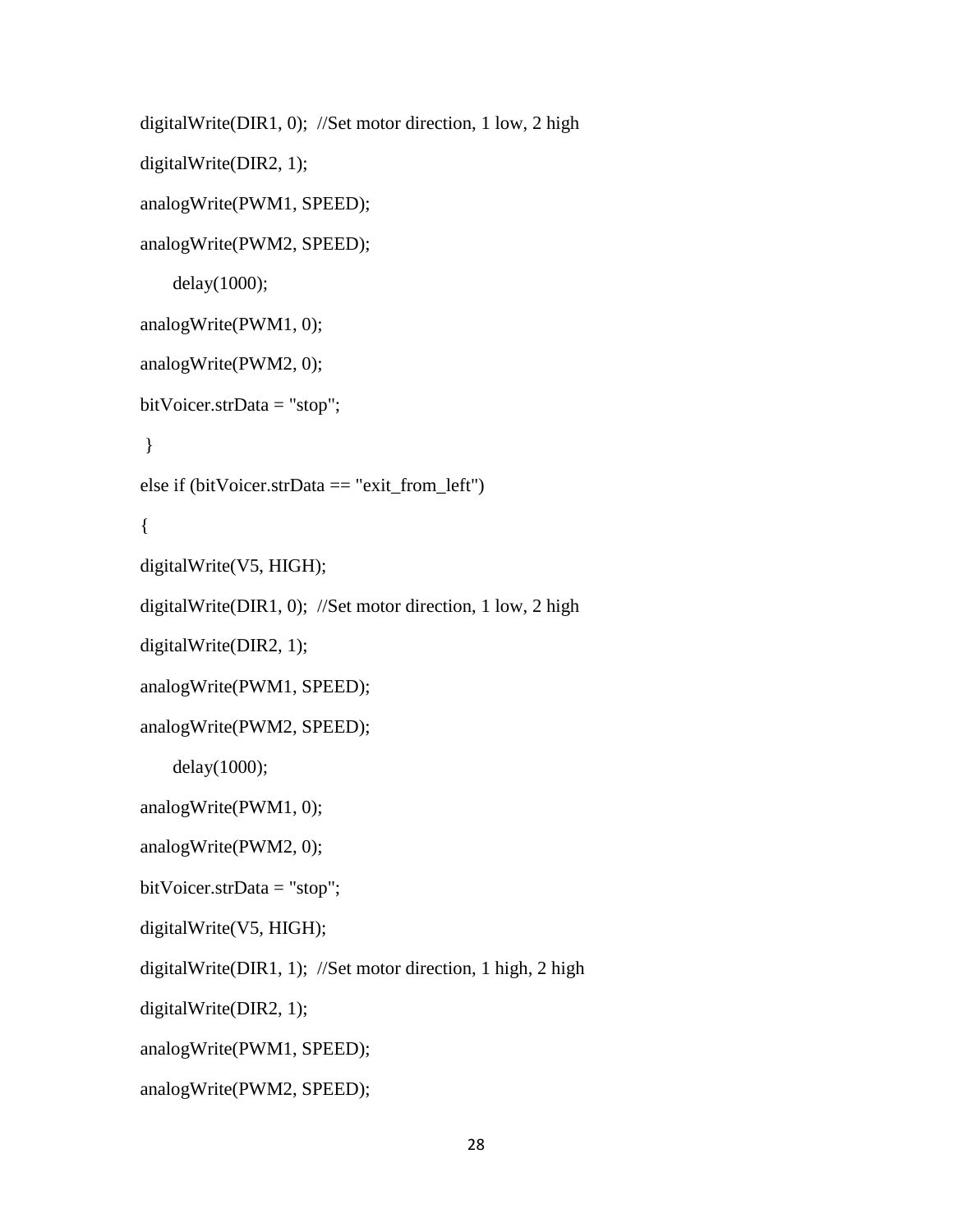```
digitalWrite(DIR1, 0);  //Set motor direction, 1 low, 2 high
digitalWrite(DIR2, 1);
analogWrite(PWM1, SPEED);
analogWrite(PWM2, SPEED);
     delay(1000);
analogWrite(PWM1, 0);
analogWrite(PWM2, 0);
bitVoicer.strData = "stop";
 }
else if (bitVoicer.strData == "exit_from_left")
{
digitalWrite(V5, HIGH);
digitalWrite(DIR1, 0);  //Set motor direction, 1 low, 2 high
digitalWrite(DIR2, 1);
analogWrite(PWM1, SPEED);
analogWrite(PWM2, SPEED);
     delay(1000);
analogWrite(PWM1, 0);
analogWrite(PWM2, 0);
bitVoicer.strData = "stop";
digitalWrite(V5, HIGH);
digitalWrite(DIR1, 1);  //Set motor direction, 1 high, 2 high
digitalWrite(DIR2, 1);
analogWrite(PWM1, SPEED);
analogWrite(PWM2, SPEED);
```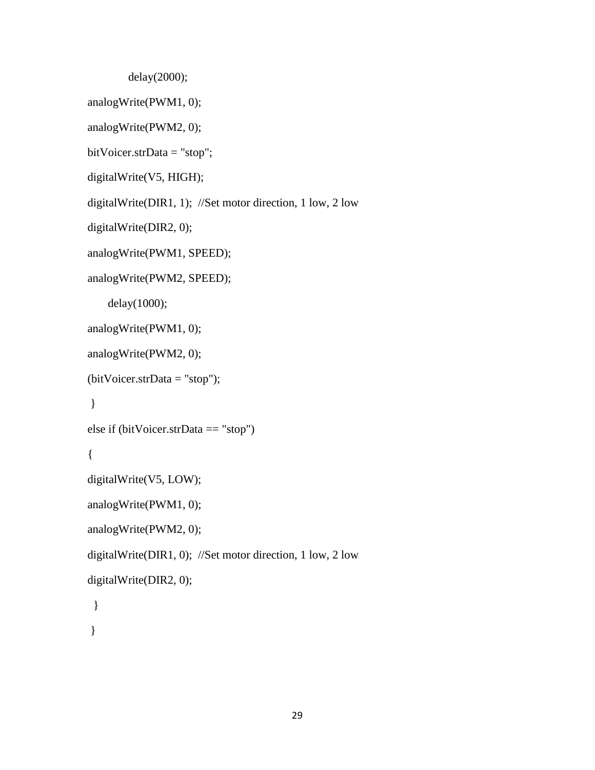```
            delay(2000);
analogWrite(PWM1, 0);
analogWrite(PWM2, 0);
bitVoicer.strData = "stop";
digitalWrite(V5, HIGH);
digitalWrite(DIR1, 1);  //Set motor direction, 1 low, 2 low
digitalWrite(DIR2, 0);
analogWrite(PWM1, SPEED);
analogWrite(PWM2, SPEED);
      delay(1000);
analogWrite(PWM1, 0);
analogWrite(PWM2, 0);
(bitVoicer.strData = "stop");
 }
else if (bitVoicer.strData == "stop")
{
digitalWrite(V5, LOW);
analogWrite(PWM1, 0);
analogWrite(PWM2, 0);
digitalWrite(DIR1, 0);  //Set motor direction, 1 low, 2 low
digitalWrite(DIR2, 0);
  }
 }
```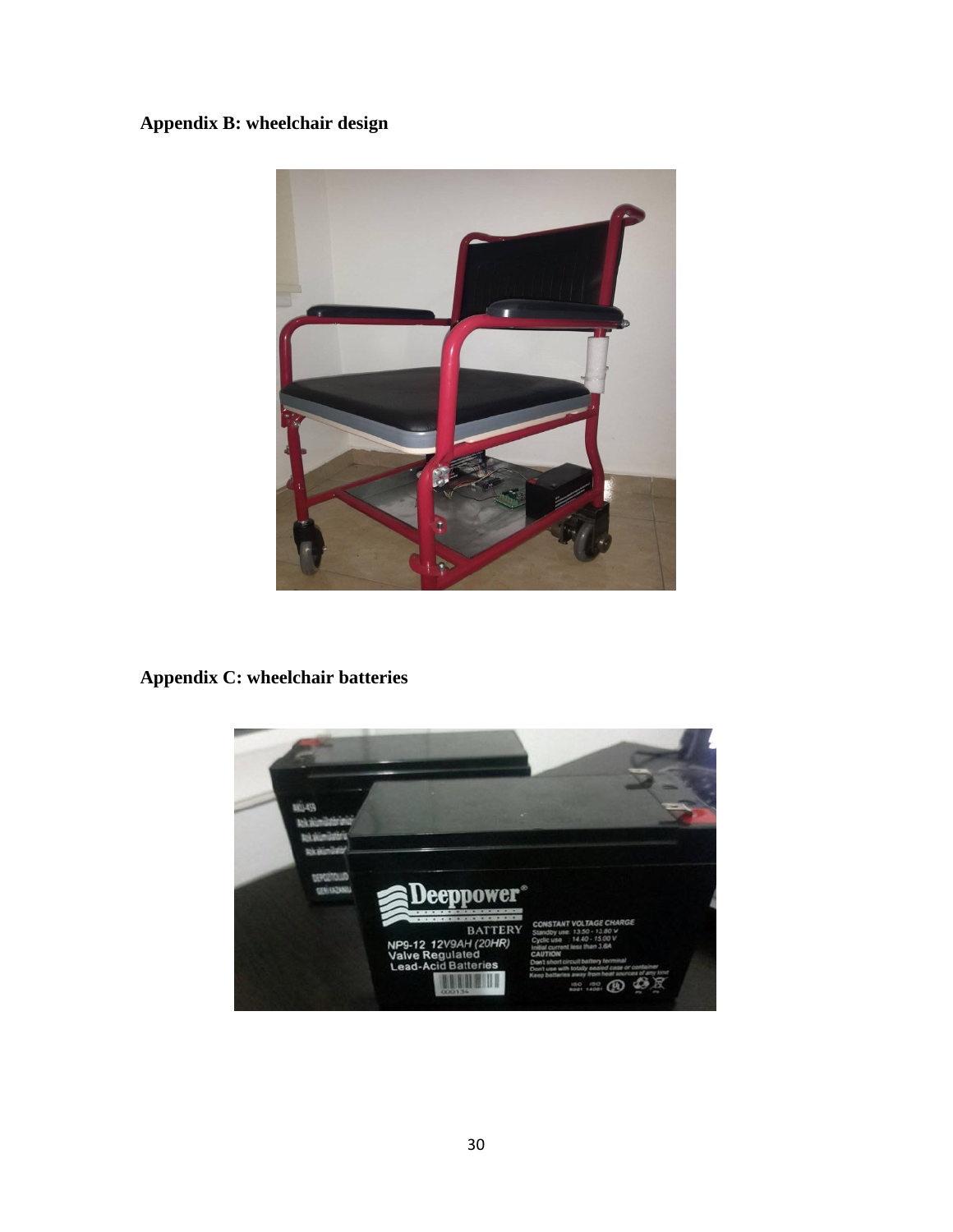**Appendix B: wheelchair design**

**Appendix C: wheelchair batteries**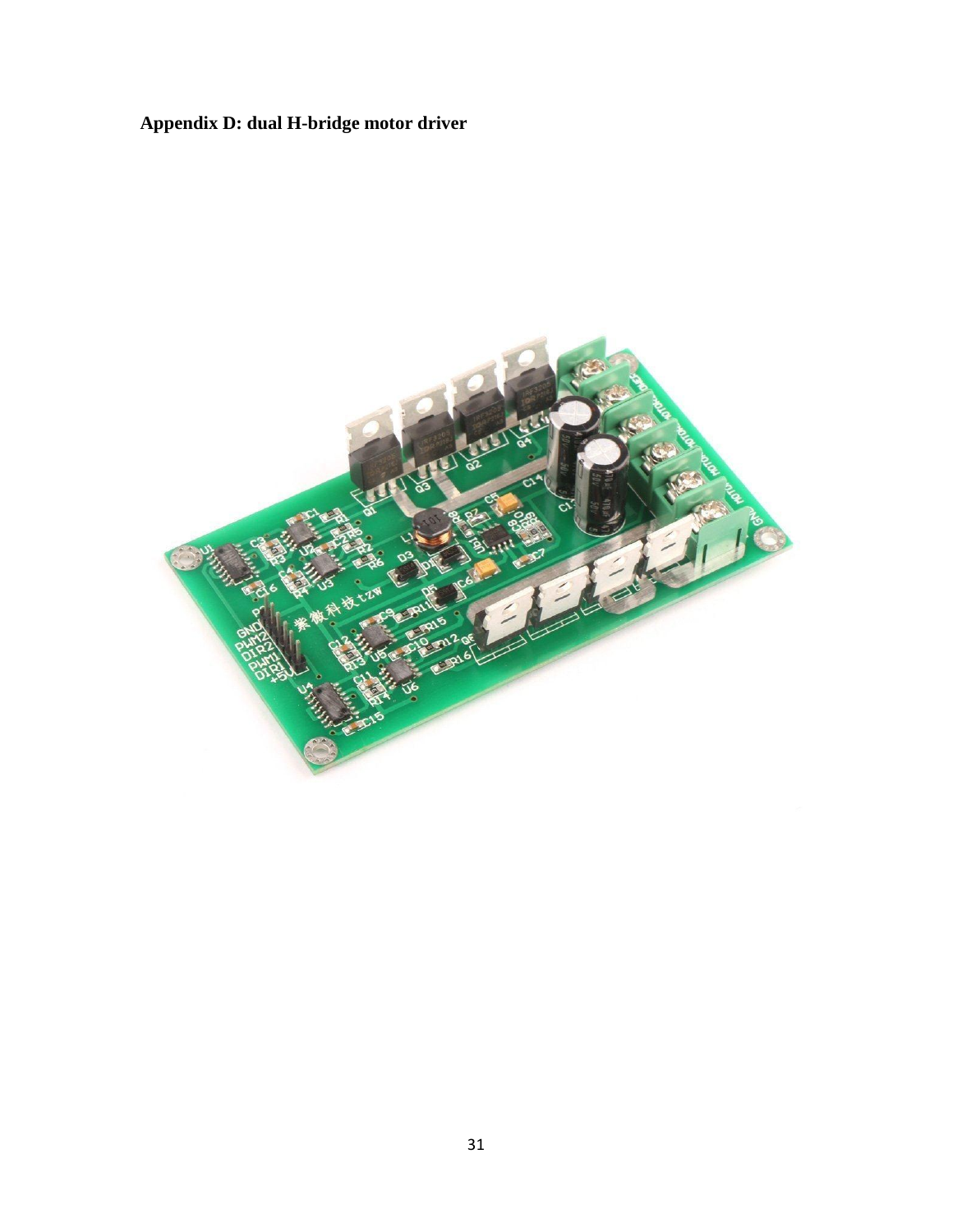**Appendix D: dual H-bridge motor driver**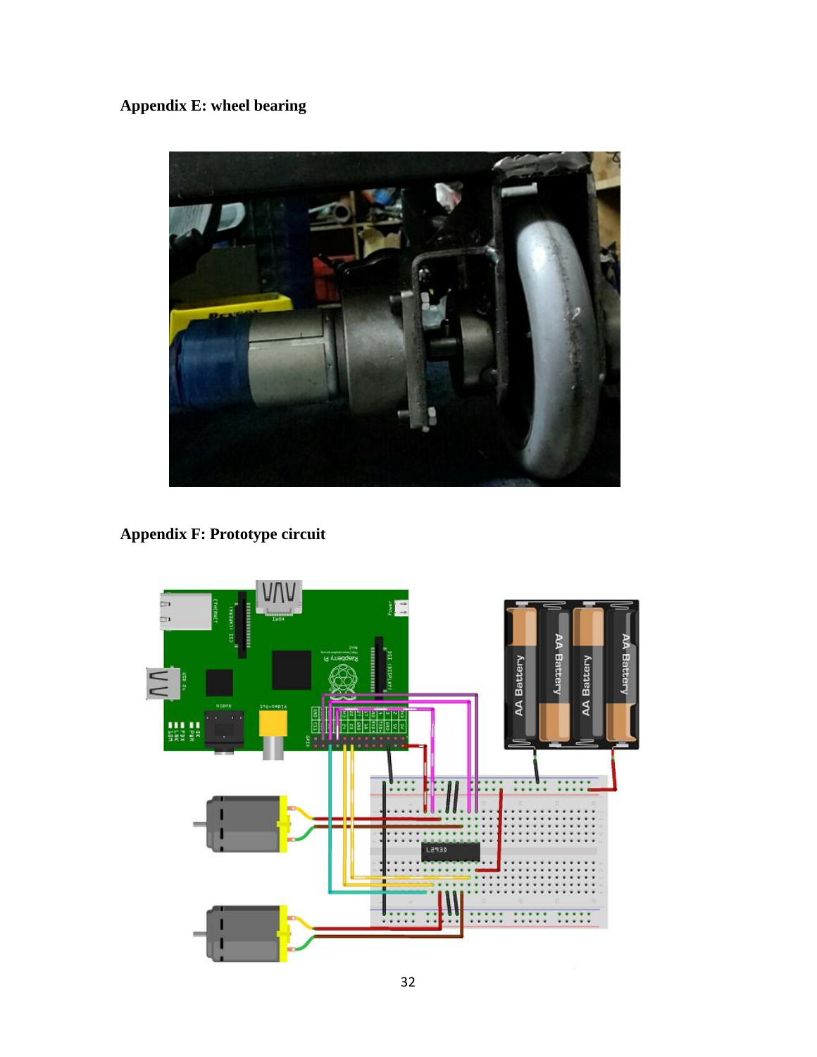**Appendix E: wheel bearing**

**Appendix F: Prototype circuit**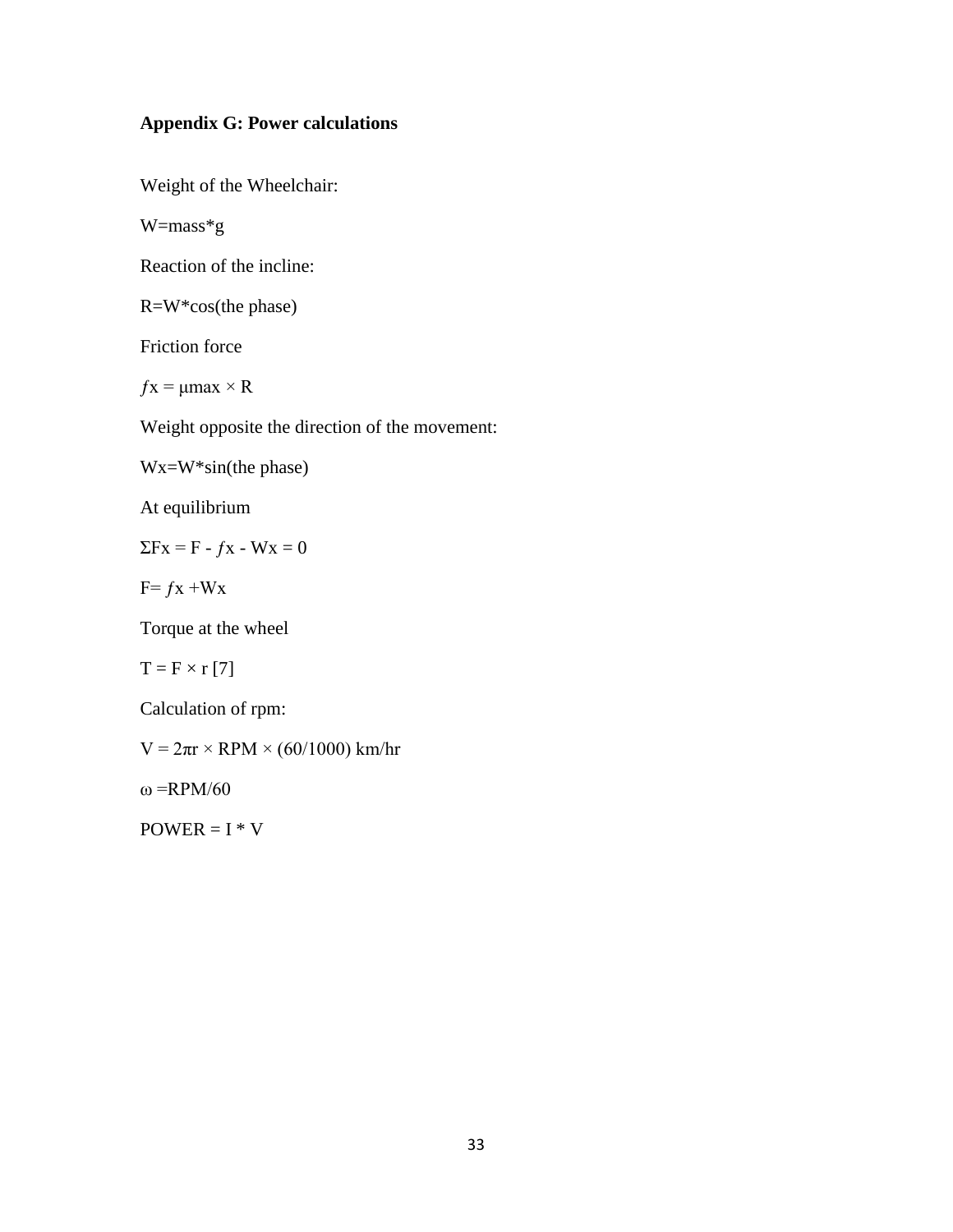**Appendix G: Power calculations**

Weight of the Wheelchair:

$W=mass*g$

Reaction of the incline:

$R=W*\cos(\text{the phase})$

Friction force

$f x = \mu max \times R$

Weight opposite the direction of the movement:

$Wx=W*\sin(\text{the phase})$

At equilibrium

$\Sigma Fx = F - f x - Wx = 0$

$F= f x +Wx$

Torque at the wheel

$T = F \times r$ [7]

Calculation of rpm:

$V = 2\pi r \times RPM \times (60/1000)$ km/hr

$\omega =RPM/60$

$POWER = I * V$